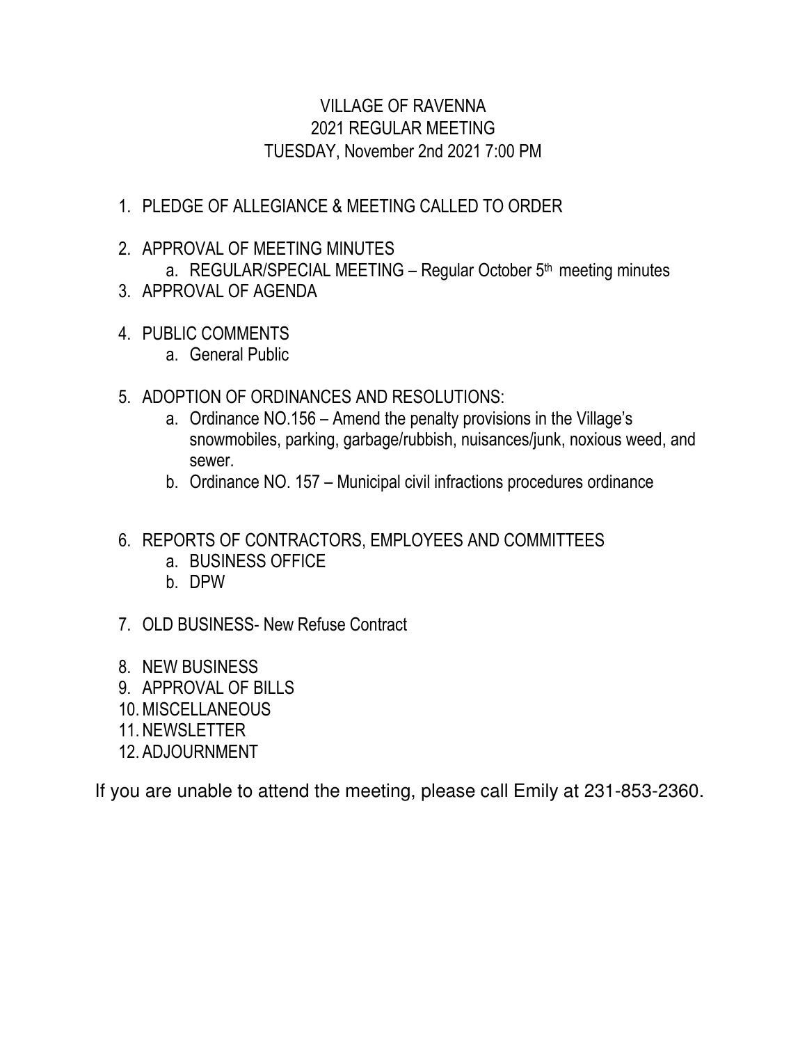# VILLAGE OF RAVENNA
## 2021 REGULAR MEETING
## TUESDAY, November 2nd 2021 7:00 PM

1. PLEDGE OF ALLEGIANCE & MEETING CALLED TO ORDER
2. APPROVAL OF MEETING MINUTES
   a. REGULAR/SPECIAL MEETING – Regular October 5th meeting minutes
3. APPROVAL OF AGENDA
4. PUBLIC COMMENTS
   a. General Public
5. ADOPTION OF ORDINANCES AND RESOLUTIONS:
   a. Ordinance NO.156 – Amend the penalty provisions in the Village's snowmobiles, parking, garbage/rubbish, nuisances/junk, noxious weed, and sewer.
   b. Ordinance NO. 157 – Municipal civil infractions procedures ordinance
6. REPORTS OF CONTRACTORS, EMPLOYEES AND COMMITTEES
   a. BUSINESS OFFICE
   b. DPW
7. OLD BUSINESS- New Refuse Contract
8. NEW BUSINESS
9. APPROVAL OF BILLS
10. MISCELLANEOUS
11. NEWSLETTER
12. ADJOURNMENT

If you are unable to attend the meeting, please call Emily at 231-853-2360.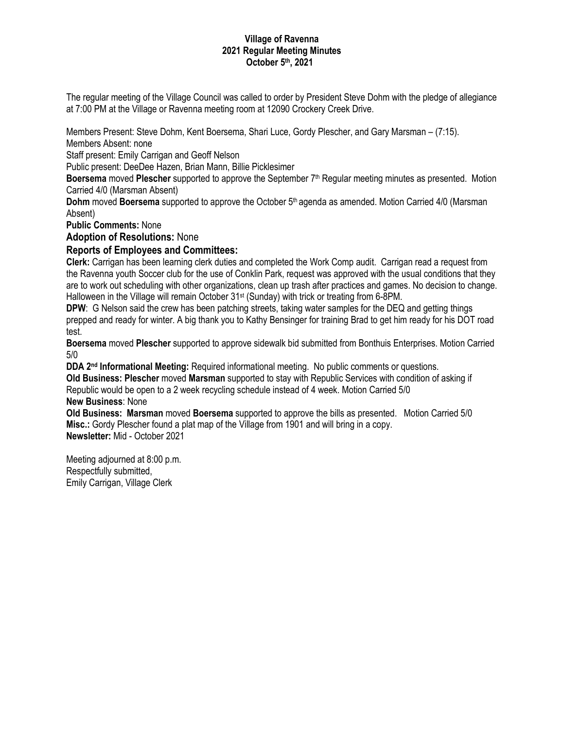**Village of Ravenna**
**2021 Regular Meeting Minutes**
**October 5th, 2021**

The regular meeting of the Village Council was called to order by President Steve Dohm with the pledge of allegiance at 7:00 PM at the Village or Ravenna meeting room at 12090 Crockery Creek Drive.

Members Present: Steve Dohm, Kent Boersema, Shari Luce, Gordy Plescher, and Gary Marsman – (7:15).
Members Absent: none
Staff present: Emily Carrigan and Geoff Nelson
Public present: DeeDee Hazen, Brian Mann, Billie Picklesimer
**Boersema** moved **Plescher** supported to approve the September 7th Regular meeting minutes as presented. Motion Carried 4/0 (Marsman Absent)
**Dohm** moved **Boersema** supported to approve the October 5th agenda as amended. Motion Carried 4/0 (Marsman Absent)
**Public Comments:** None
**Adoption of Resolutions:** None
**Reports of Employees and Committees:**
**Clerk:** Carrigan has been learning clerk duties and completed the Work Comp audit. Carrigan read a request from the Ravenna youth Soccer club for the use of Conklin Park, request was approved with the usual conditions that they are to work out scheduling with other organizations, clean up trash after practices and games. No decision to change. Halloween in the Village will remain October 31st (Sunday) with trick or treating from 6-8PM.
**DPW**: G Nelson said the crew has been patching streets, taking water samples for the DEQ and getting things prepped and ready for winter. A big thank you to Kathy Bensinger for training Brad to get him ready for his DOT road test.
**Boersema** moved **Plescher** supported to approve sidewalk bid submitted from Bonthuis Enterprises. Motion Carried 5/0
**DDA 2nd Informational Meeting:** Required informational meeting. No public comments or questions.
**Old Business: Plescher** moved **Marsman** supported to stay with Republic Services with condition of asking if Republic would be open to a 2 week recycling schedule instead of 4 week. Motion Carried 5/0
**New Business**: None
**Old Business: Marsman** moved **Boersema** supported to approve the bills as presented. Motion Carried 5/0
**Misc.:** Gordy Plescher found a plat map of the Village from 1901 and will bring in a copy.
**Newsletter:** Mid - October 2021

Meeting adjourned at 8:00 p.m.
Respectfully submitted,
Emily Carrigan, Village Clerk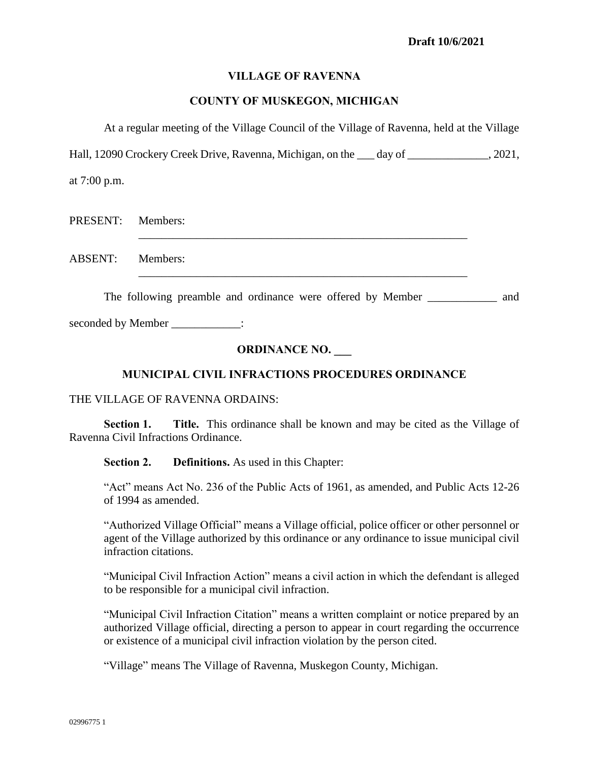**Draft 10/6/2021**

**VILLAGE OF RAVENNA**

**COUNTY OF MUSKEGON, MICHIGAN**

At a regular meeting of the Village Council of the Village of Ravenna, held at the Village Hall, 12090 Crockery Creek Drive, Ravenna, Michigan, on the ___ day of ______________, 2021, at 7:00 p.m.

PRESENT: Members: ____________________________________________________________

ABSENT: Members: ____________________________________________________________

The following preamble and ordinance were offered by Member ____________ and seconded by Member ____________:

**ORDINANCE NO. ___**

**MUNICIPAL CIVIL INFRACTIONS PROCEDURES ORDINANCE**

THE VILLAGE OF RAVENNA ORDAINS:

**Section 1. Title.** This ordinance shall be known and may be cited as the Village of Ravenna Civil Infractions Ordinance.

**Section 2. Definitions.** As used in this Chapter:

"Act" means Act No. 236 of the Public Acts of 1961, as amended, and Public Acts 12-26 of 1994 as amended.

"Authorized Village Official" means a Village official, police officer or other personnel or agent of the Village authorized by this ordinance or any ordinance to issue municipal civil infraction citations.

"Municipal Civil Infraction Action" means a civil action in which the defendant is alleged to be responsible for a municipal civil infraction.

"Municipal Civil Infraction Citation" means a written complaint or notice prepared by an authorized Village official, directing a person to appear in court regarding the occurrence or existence of a municipal civil infraction violation by the person cited.

"Village" means The Village of Ravenna, Muskegon County, Michigan.

02996775 1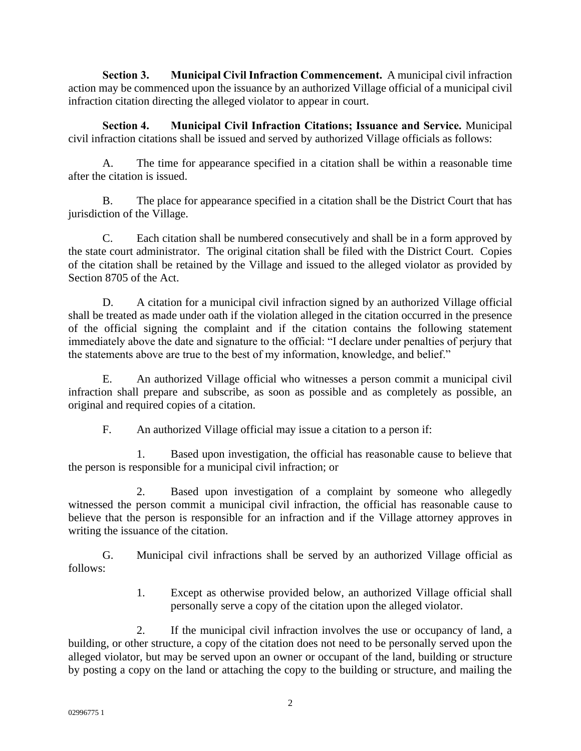**Section 3. Municipal Civil Infraction Commencement.** A municipal civil infraction action may be commenced upon the issuance by an authorized Village official of a municipal civil infraction citation directing the alleged violator to appear in court.

**Section 4. Municipal Civil Infraction Citations; Issuance and Service.** Municipal civil infraction citations shall be issued and served by authorized Village officials as follows:

A. The time for appearance specified in a citation shall be within a reasonable time after the citation is issued.

B. The place for appearance specified in a citation shall be the District Court that has jurisdiction of the Village.

C. Each citation shall be numbered consecutively and shall be in a form approved by the state court administrator. The original citation shall be filed with the District Court. Copies of the citation shall be retained by the Village and issued to the alleged violator as provided by Section 8705 of the Act.

D. A citation for a municipal civil infraction signed by an authorized Village official shall be treated as made under oath if the violation alleged in the citation occurred in the presence of the official signing the complaint and if the citation contains the following statement immediately above the date and signature to the official: "I declare under penalties of perjury that the statements above are true to the best of my information, knowledge, and belief."

E. An authorized Village official who witnesses a person commit a municipal civil infraction shall prepare and subscribe, as soon as possible and as completely as possible, an original and required copies of a citation.

F. An authorized Village official may issue a citation to a person if:

1. Based upon investigation, the official has reasonable cause to believe that the person is responsible for a municipal civil infraction; or

2. Based upon investigation of a complaint by someone who allegedly witnessed the person commit a municipal civil infraction, the official has reasonable cause to believe that the person is responsible for an infraction and if the Village attorney approves in writing the issuance of the citation.

G. Municipal civil infractions shall be served by an authorized Village official as follows:

1. Except as otherwise provided below, an authorized Village official shall personally serve a copy of the citation upon the alleged violator.

2. If the municipal civil infraction involves the use or occupancy of land, a building, or other structure, a copy of the citation does not need to be personally served upon the alleged violator, but may be served upon an owner or occupant of the land, building or structure by posting a copy on the land or attaching the copy to the building or structure, and mailing the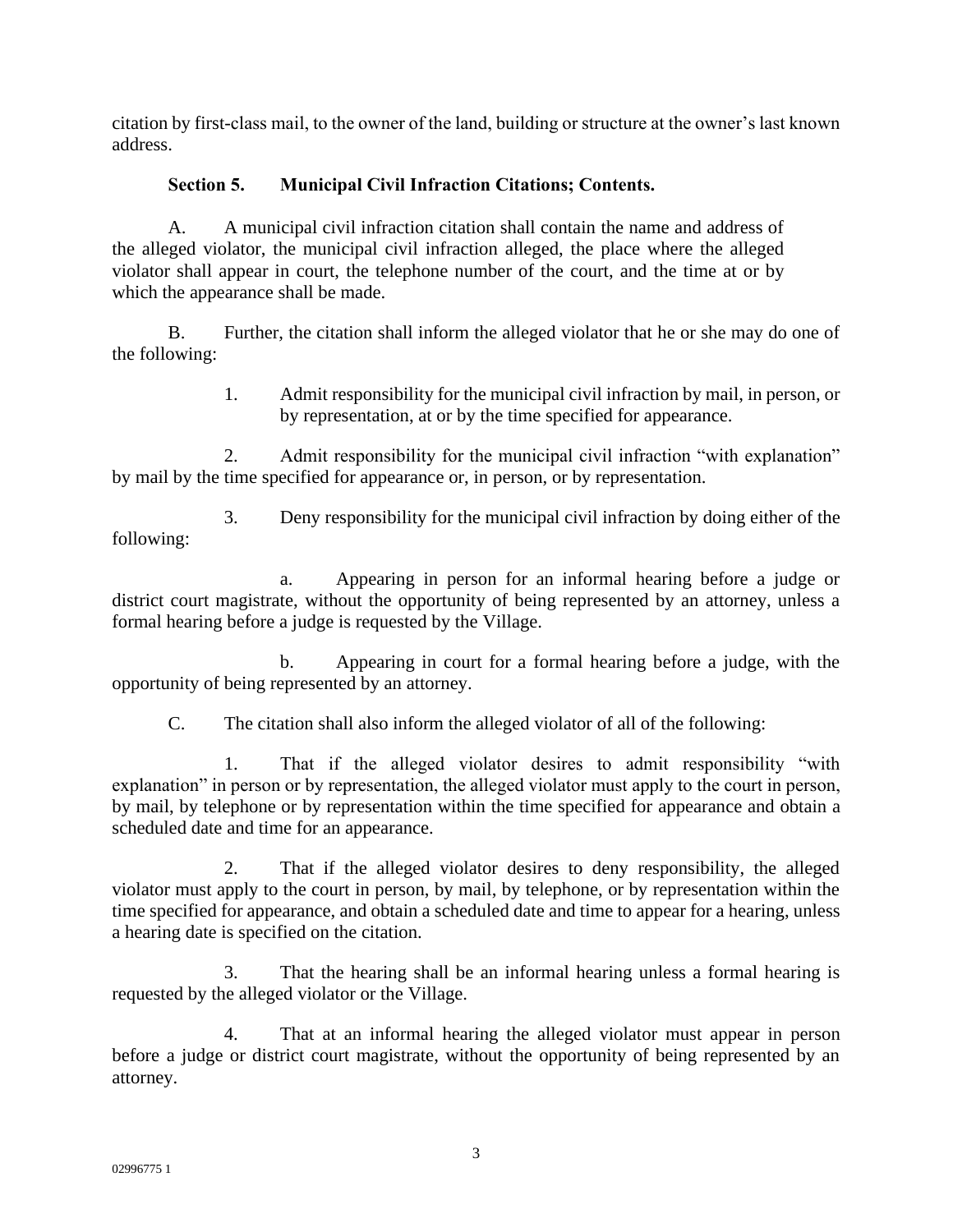citation by first-class mail, to the owner of the land, building or structure at the owner's last known address.

**Section 5. Municipal Civil Infraction Citations; Contents.**

A. A municipal civil infraction citation shall contain the name and address of the alleged violator, the municipal civil infraction alleged, the place where the alleged violator shall appear in court, the telephone number of the court, and the time at or by which the appearance shall be made.

B. Further, the citation shall inform the alleged violator that he or she may do one of the following:

1. Admit responsibility for the municipal civil infraction by mail, in person, or by representation, at or by the time specified for appearance.

2. Admit responsibility for the municipal civil infraction "with explanation" by mail by the time specified for appearance or, in person, or by representation.

3. Deny responsibility for the municipal civil infraction by doing either of the following:

a. Appearing in person for an informal hearing before a judge or district court magistrate, without the opportunity of being represented by an attorney, unless a formal hearing before a judge is requested by the Village.

b. Appearing in court for a formal hearing before a judge, with the opportunity of being represented by an attorney.

C. The citation shall also inform the alleged violator of all of the following:

1. That if the alleged violator desires to admit responsibility "with explanation" in person or by representation, the alleged violator must apply to the court in person, by mail, by telephone or by representation within the time specified for appearance and obtain a scheduled date and time for an appearance.

2. That if the alleged violator desires to deny responsibility, the alleged violator must apply to the court in person, by mail, by telephone, or by representation within the time specified for appearance, and obtain a scheduled date and time to appear for a hearing, unless a hearing date is specified on the citation.

3. That the hearing shall be an informal hearing unless a formal hearing is requested by the alleged violator or the Village.

4. That at an informal hearing the alleged violator must appear in person before a judge or district court magistrate, without the opportunity of being represented by an attorney.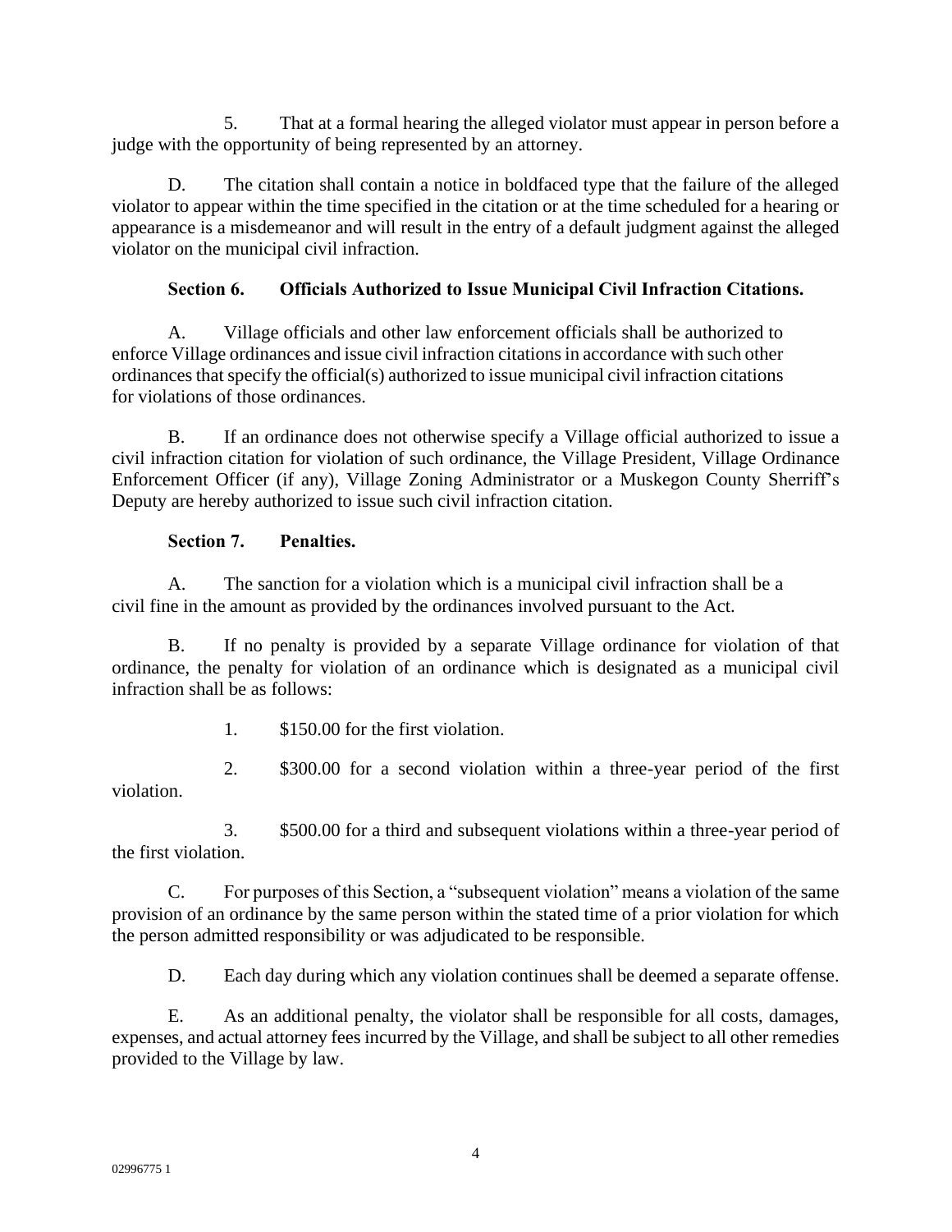5. That at a formal hearing the alleged violator must appear in person before a judge with the opportunity of being represented by an attorney.

D. The citation shall contain a notice in boldfaced type that the failure of the alleged violator to appear within the time specified in the citation or at the time scheduled for a hearing or appearance is a misdemeanor and will result in the entry of a default judgment against the alleged violator on the municipal civil infraction.

**Section 6. Officials Authorized to Issue Municipal Civil Infraction Citations.**

A. Village officials and other law enforcement officials shall be authorized to enforce Village ordinances and issue civil infraction citations in accordance with such other ordinances that specify the official(s) authorized to issue municipal civil infraction citations for violations of those ordinances.

B. If an ordinance does not otherwise specify a Village official authorized to issue a civil infraction citation for violation of such ordinance, the Village President, Village Ordinance Enforcement Officer (if any), Village Zoning Administrator or a Muskegon County Sherriff's Deputy are hereby authorized to issue such civil infraction citation.

**Section 7. Penalties.**

A. The sanction for a violation which is a municipal civil infraction shall be a civil fine in the amount as provided by the ordinances involved pursuant to the Act.

B. If no penalty is provided by a separate Village ordinance for violation of that ordinance, the penalty for violation of an ordinance which is designated as a municipal civil infraction shall be as follows:

1. $150.00 for the first violation.

2. $300.00 for a second violation within a three-year period of the first violation.

3. $500.00 for a third and subsequent violations within a three-year period of the first violation.

C. For purposes of this Section, a "subsequent violation" means a violation of the same provision of an ordinance by the same person within the stated time of a prior violation for which the person admitted responsibility or was adjudicated to be responsible.

D. Each day during which any violation continues shall be deemed a separate offense.

E. As an additional penalty, the violator shall be responsible for all costs, damages, expenses, and actual attorney fees incurred by the Village, and shall be subject to all other remedies provided to the Village by law.

02996775 1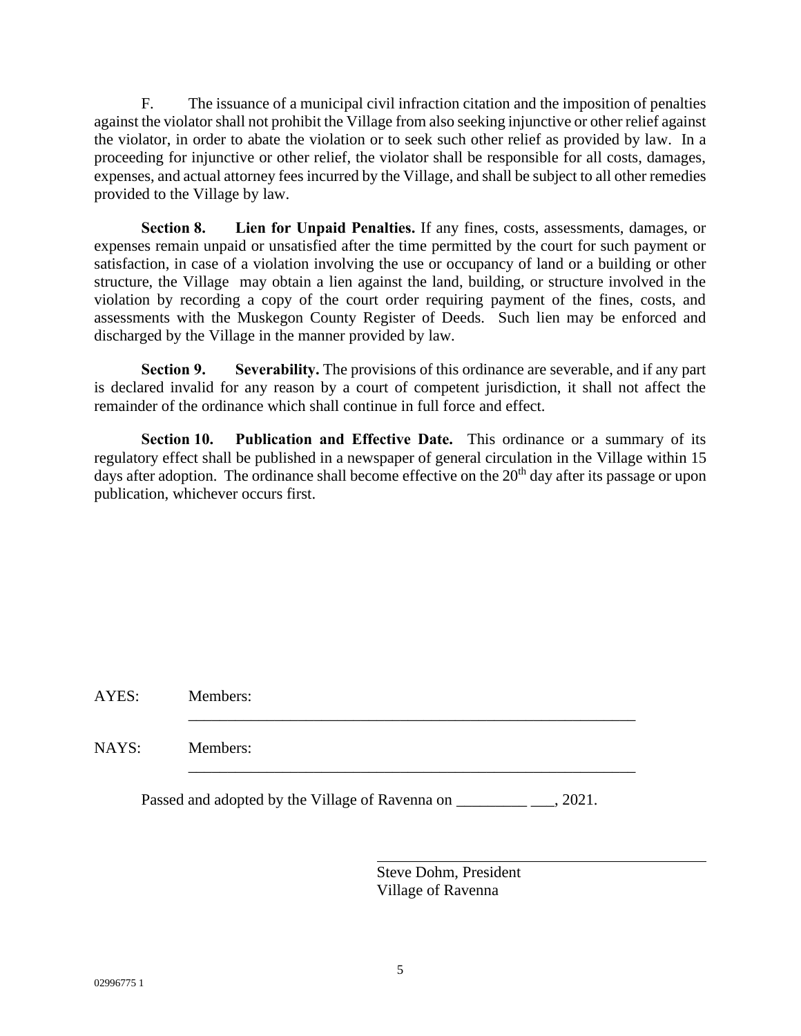F. The issuance of a municipal civil infraction citation and the imposition of penalties against the violator shall not prohibit the Village from also seeking injunctive or other relief against the violator, in order to abate the violation or to seek such other relief as provided by law. In a proceeding for injunctive or other relief, the violator shall be responsible for all costs, damages, expenses, and actual attorney fees incurred by the Village, and shall be subject to all other remedies provided to the Village by law.

**Section 8. Lien for Unpaid Penalties.** If any fines, costs, assessments, damages, or expenses remain unpaid or unsatisfied after the time permitted by the court for such payment or satisfaction, in case of a violation involving the use or occupancy of land or a building or other structure, the Village may obtain a lien against the land, building, or structure involved in the violation by recording a copy of the court order requiring payment of the fines, costs, and assessments with the Muskegon County Register of Deeds. Such lien may be enforced and discharged by the Village in the manner provided by law.

**Section 9. Severability.** The provisions of this ordinance are severable, and if any part is declared invalid for any reason by a court of competent jurisdiction, it shall not affect the remainder of the ordinance which shall continue in full force and effect.

**Section 10. Publication and Effective Date.** This ordinance or a summary of its regulatory effect shall be published in a newspaper of general circulation in the Village within 15 days after adoption. The ordinance shall become effective on the 20th day after its passage or upon publication, whichever occurs first.

AYES: Members: ____________________________________________________________

NAYS: Members: ____________________________________________________________

Passed and adopted by the Village of Ravenna on _________ ___, 2021.

____________________________________________
Steve Dohm, President
Village of Ravenna

02996775 1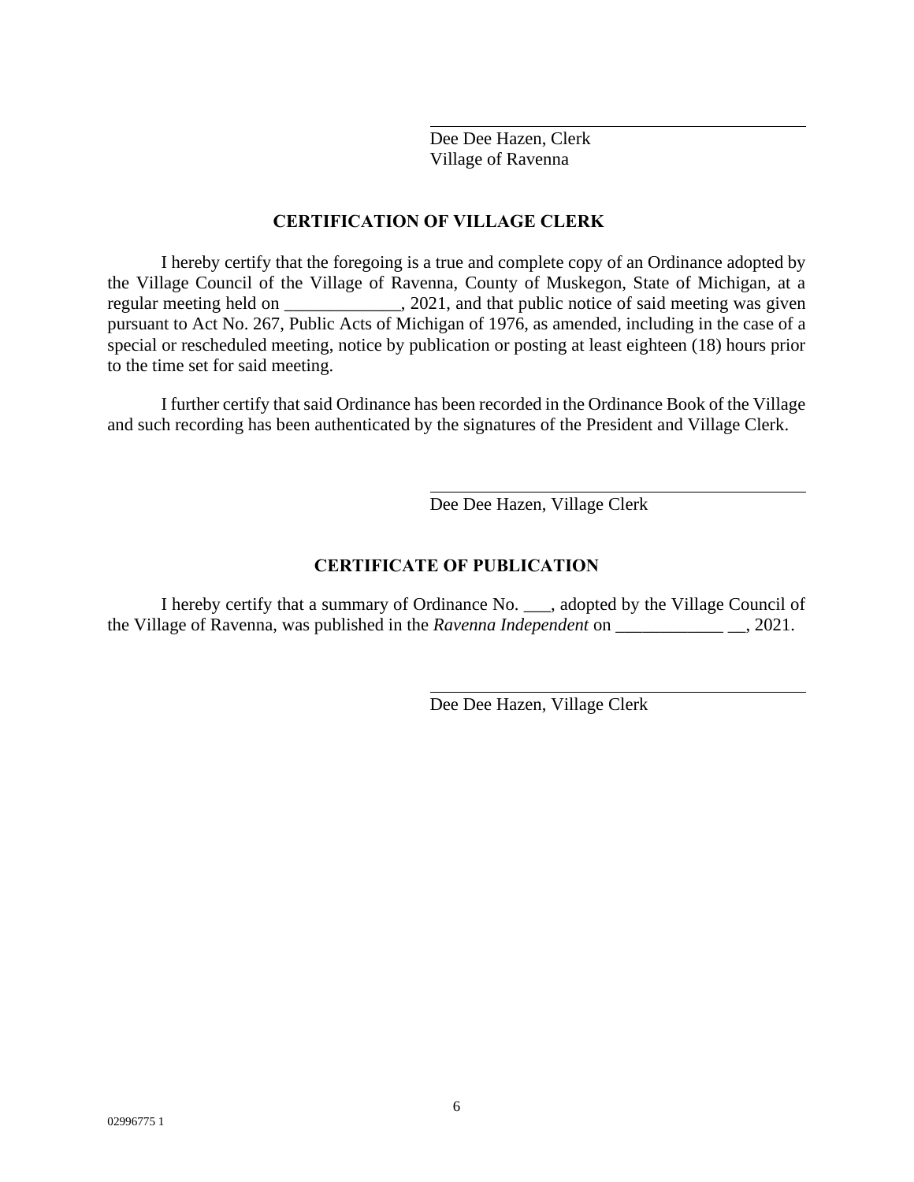\_\_\_\_\_\_\_\_\_\_\_\_\_\_\_\_\_\_\_\_\_\_\_\_\_\_\_\_\_\_\_\_\_\_\_\_\_\_\_\_

Dee Dee Hazen, Clerk
Village of Ravenna

## CERTIFICATION OF VILLAGE CLERK

I hereby certify that the foregoing is a true and complete copy of an Ordinance adopted by the Village Council of the Village of Ravenna, County of Muskegon, State of Michigan, at a regular meeting held on _____________, 2021, and that public notice of said meeting was given pursuant to Act No. 267, Public Acts of Michigan of 1976, as amended, including in the case of a special or rescheduled meeting, notice by publication or posting at least eighteen (18) hours prior to the time set for said meeting.

I further certify that said Ordinance has been recorded in the Ordinance Book of the Village and such recording has been authenticated by the signatures of the President and Village Clerk.

\_\_\_\_\_\_\_\_\_\_\_\_\_\_\_\_\_\_\_\_\_\_\_\_\_\_\_\_\_\_\_\_\_\_\_\_\_\_\_\_

Dee Dee Hazen, Village Clerk

## CERTIFICATE OF PUBLICATION

I hereby certify that a summary of Ordinance No. ___, adopted by the Village Council of the Village of Ravenna, was published in the *Ravenna Independent* on ____________ __, 2021.

\_\_\_\_\_\_\_\_\_\_\_\_\_\_\_\_\_\_\_\_\_\_\_\_\_\_\_\_\_\_\_\_\_\_\_\_\_\_\_\_

Dee Dee Hazen, Village Clerk

02996775 1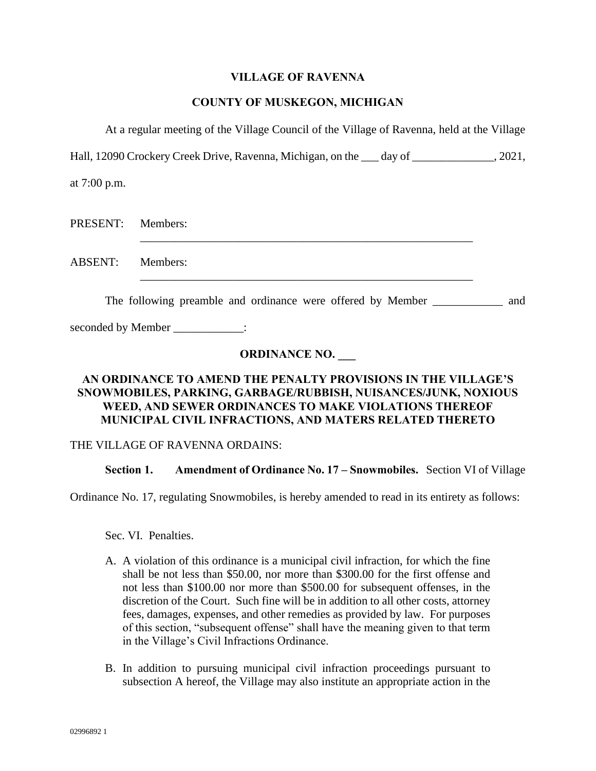**VILLAGE OF RAVENNA**

**COUNTY OF MUSKEGON, MICHIGAN**

At a regular meeting of the Village Council of the Village of Ravenna, held at the Village Hall, 12090 Crockery Creek Drive, Ravenna, Michigan, on the ___ day of ______________, 2021, at 7:00 p.m.

PRESENT: Members: ____________________________________________________________

ABSENT: Members: ____________________________________________________________

The following preamble and ordinance were offered by Member ____________ and seconded by Member ____________:

**ORDINANCE NO. ___**

**AN ORDINANCE TO AMEND THE PENALTY PROVISIONS IN THE VILLAGE'S SNOWMOBILES, PARKING, GARBAGE/RUBBISH, NUISANCES/JUNK, NOXIOUS WEED, AND SEWER ORDINANCES TO MAKE VIOLATIONS THEREOF MUNICIPAL CIVIL INFRACTIONS, AND MATERS RELATED THERETO**

THE VILLAGE OF RAVENNA ORDAINS:

**Section 1. Amendment of Ordinance No. 17 – Snowmobiles.** Section VI of Village Ordinance No. 17, regulating Snowmobiles, is hereby amended to read in its entirety as follows:

Sec. VI. Penalties.

A. A violation of this ordinance is a municipal civil infraction, for which the fine shall be not less than $50.00, nor more than $300.00 for the first offense and not less than $100.00 nor more than $500.00 for subsequent offenses, in the discretion of the Court. Such fine will be in addition to all other costs, attorney fees, damages, expenses, and other remedies as provided by law. For purposes of this section, "subsequent offense" shall have the meaning given to that term in the Village's Civil Infractions Ordinance.

B. In addition to pursuing municipal civil infraction proceedings pursuant to subsection A hereof, the Village may also institute an appropriate action in the

02996892 1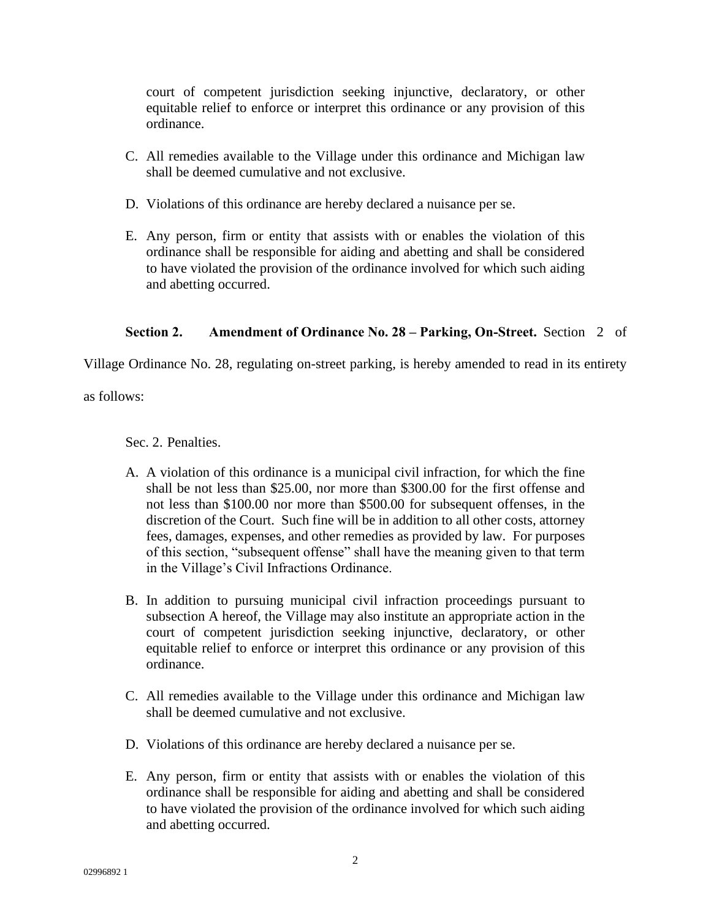court of competent jurisdiction seeking injunctive, declaratory, or other equitable relief to enforce or interpret this ordinance or any provision of this ordinance.

C. All remedies available to the Village under this ordinance and Michigan law shall be deemed cumulative and not exclusive.

D. Violations of this ordinance are hereby declared a nuisance per se.

E. Any person, firm or entity that assists with or enables the violation of this ordinance shall be responsible for aiding and abetting and shall be considered to have violated the provision of the ordinance involved for which such aiding and abetting occurred.

**Section 2. Amendment of Ordinance No. 28 – Parking, On-Street.** Section 2 of Village Ordinance No. 28, regulating on-street parking, is hereby amended to read in its entirety as follows:

Sec. 2. Penalties.

A. A violation of this ordinance is a municipal civil infraction, for which the fine shall be not less than $25.00, nor more than $300.00 for the first offense and not less than $100.00 nor more than $500.00 for subsequent offenses, in the discretion of the Court. Such fine will be in addition to all other costs, attorney fees, damages, expenses, and other remedies as provided by law. For purposes of this section, "subsequent offense" shall have the meaning given to that term in the Village's Civil Infractions Ordinance.

B. In addition to pursuing municipal civil infraction proceedings pursuant to subsection A hereof, the Village may also institute an appropriate action in the court of competent jurisdiction seeking injunctive, declaratory, or other equitable relief to enforce or interpret this ordinance or any provision of this ordinance.

C. All remedies available to the Village under this ordinance and Michigan law shall be deemed cumulative and not exclusive.

D. Violations of this ordinance are hereby declared a nuisance per se.

E. Any person, firm or entity that assists with or enables the violation of this ordinance shall be responsible for aiding and abetting and shall be considered to have violated the provision of the ordinance involved for which such aiding and abetting occurred.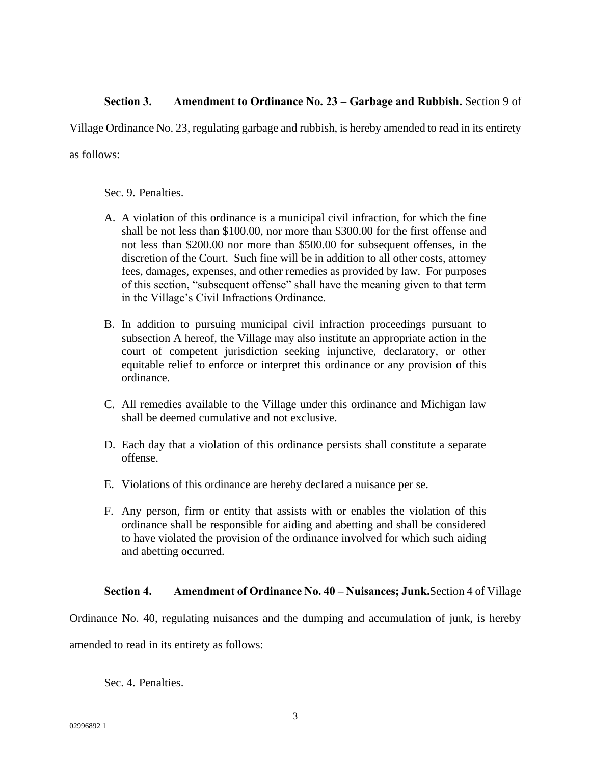**Section 3. Amendment to Ordinance No. 23 – Garbage and Rubbish.** Section 9 of Village Ordinance No. 23, regulating garbage and rubbish, is hereby amended to read in its entirety as follows:

Sec. 9. Penalties.

A. A violation of this ordinance is a municipal civil infraction, for which the fine shall be not less than $100.00, nor more than $300.00 for the first offense and not less than $200.00 nor more than $500.00 for subsequent offenses, in the discretion of the Court. Such fine will be in addition to all other costs, attorney fees, damages, expenses, and other remedies as provided by law. For purposes of this section, "subsequent offense" shall have the meaning given to that term in the Village's Civil Infractions Ordinance.

B. In addition to pursuing municipal civil infraction proceedings pursuant to subsection A hereof, the Village may also institute an appropriate action in the court of competent jurisdiction seeking injunctive, declaratory, or other equitable relief to enforce or interpret this ordinance or any provision of this ordinance.

C. All remedies available to the Village under this ordinance and Michigan law shall be deemed cumulative and not exclusive.

D. Each day that a violation of this ordinance persists shall constitute a separate offense.

E. Violations of this ordinance are hereby declared a nuisance per se.

F. Any person, firm or entity that assists with or enables the violation of this ordinance shall be responsible for aiding and abetting and shall be considered to have violated the provision of the ordinance involved for which such aiding and abetting occurred.

**Section 4. Amendment of Ordinance No. 40 – Nuisances; Junk.** Section 4 of Village Ordinance No. 40, regulating nuisances and the dumping and accumulation of junk, is hereby amended to read in its entirety as follows:

Sec. 4. Penalties.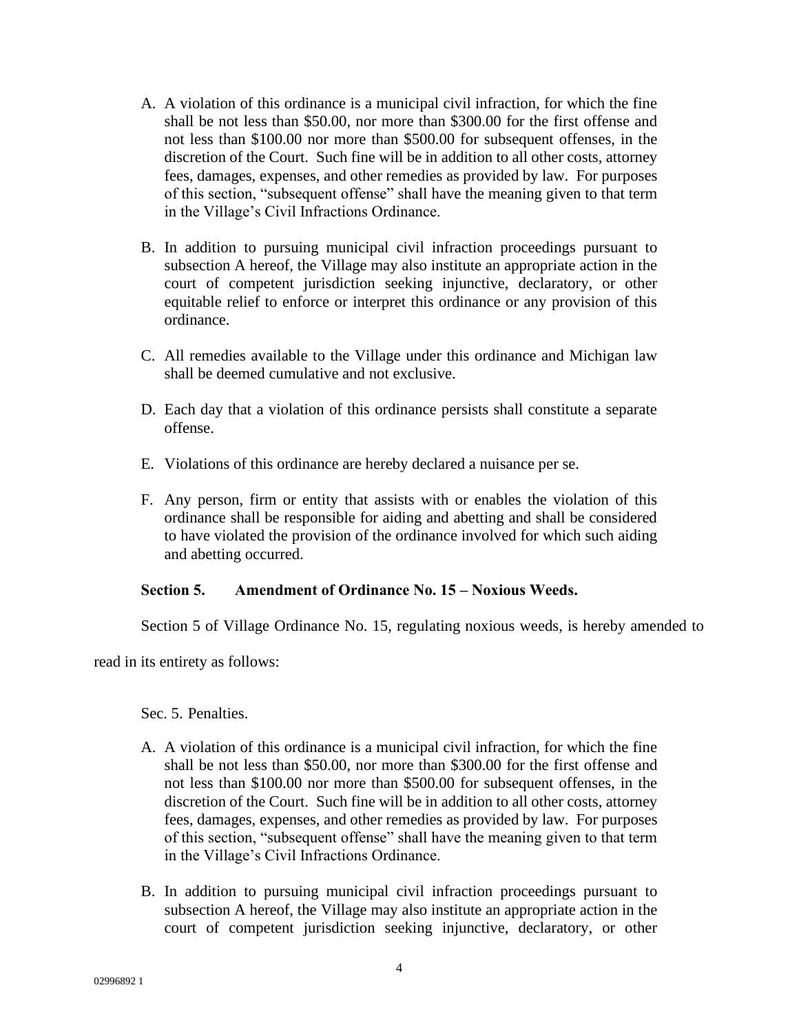A. A violation of this ordinance is a municipal civil infraction, for which the fine shall be not less than $50.00, nor more than $300.00 for the first offense and not less than $100.00 nor more than $500.00 for subsequent offenses, in the discretion of the Court. Such fine will be in addition to all other costs, attorney fees, damages, expenses, and other remedies as provided by law. For purposes of this section, "subsequent offense" shall have the meaning given to that term in the Village's Civil Infractions Ordinance.

B. In addition to pursuing municipal civil infraction proceedings pursuant to subsection A hereof, the Village may also institute an appropriate action in the court of competent jurisdiction seeking injunctive, declaratory, or other equitable relief to enforce or interpret this ordinance or any provision of this ordinance.

C. All remedies available to the Village under this ordinance and Michigan law shall be deemed cumulative and not exclusive.

D. Each day that a violation of this ordinance persists shall constitute a separate offense.

E. Violations of this ordinance are hereby declared a nuisance per se.

F. Any person, firm or entity that assists with or enables the violation of this ordinance shall be responsible for aiding and abetting and shall be considered to have violated the provision of the ordinance involved for which such aiding and abetting occurred.

**Section 5. Amendment of Ordinance No. 15 – Noxious Weeds.**

Section 5 of Village Ordinance No. 15, regulating noxious weeds, is hereby amended to read in its entirety as follows:

Sec. 5. Penalties.

A. A violation of this ordinance is a municipal civil infraction, for which the fine shall be not less than $50.00, nor more than $300.00 for the first offense and not less than $100.00 nor more than $500.00 for subsequent offenses, in the discretion of the Court. Such fine will be in addition to all other costs, attorney fees, damages, expenses, and other remedies as provided by law. For purposes of this section, "subsequent offense" shall have the meaning given to that term in the Village's Civil Infractions Ordinance.

B. In addition to pursuing municipal civil infraction proceedings pursuant to subsection A hereof, the Village may also institute an appropriate action in the court of competent jurisdiction seeking injunctive, declaratory, or other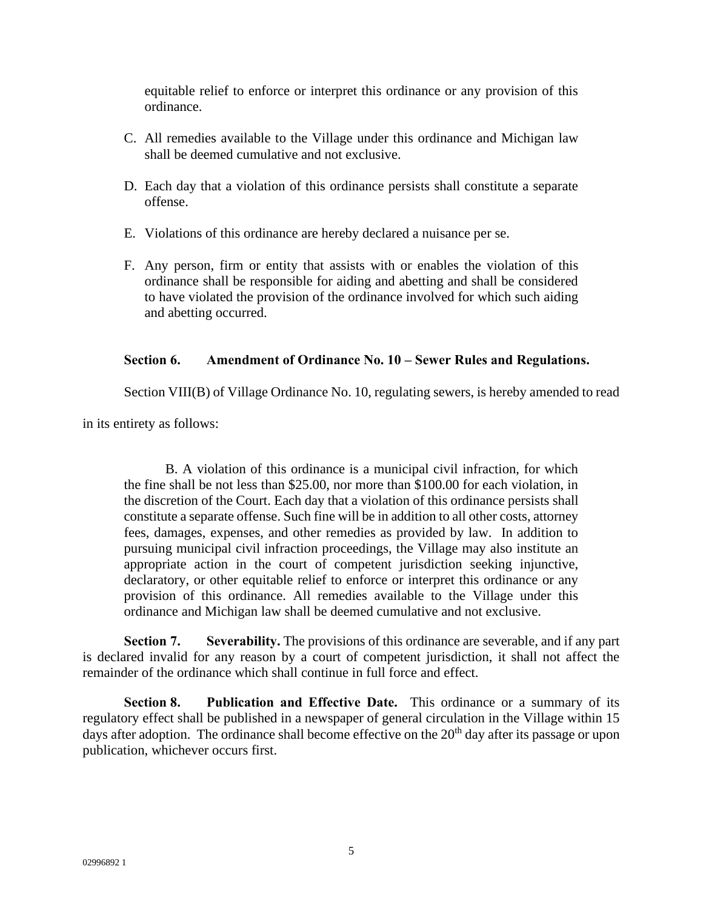equitable relief to enforce or interpret this ordinance or any provision of this ordinance.

C. All remedies available to the Village under this ordinance and Michigan law shall be deemed cumulative and not exclusive.

D. Each day that a violation of this ordinance persists shall constitute a separate offense.

E. Violations of this ordinance are hereby declared a nuisance per se.

F. Any person, firm or entity that assists with or enables the violation of this ordinance shall be responsible for aiding and abetting and shall be considered to have violated the provision of the ordinance involved for which such aiding and abetting occurred.

**Section 6. Amendment of Ordinance No. 10 – Sewer Rules and Regulations.**

Section VIII(B) of Village Ordinance No. 10, regulating sewers, is hereby amended to read in its entirety as follows:

> B. A violation of this ordinance is a municipal civil infraction, for which the fine shall be not less than $25.00, nor more than $100.00 for each violation, in the discretion of the Court. Each day that a violation of this ordinance persists shall constitute a separate offense. Such fine will be in addition to all other costs, attorney fees, damages, expenses, and other remedies as provided by law. In addition to pursuing municipal civil infraction proceedings, the Village may also institute an appropriate action in the court of competent jurisdiction seeking injunctive, declaratory, or other equitable relief to enforce or interpret this ordinance or any provision of this ordinance. All remedies available to the Village under this ordinance and Michigan law shall be deemed cumulative and not exclusive.

**Section 7. Severability.** The provisions of this ordinance are severable, and if any part is declared invalid for any reason by a court of competent jurisdiction, it shall not affect the remainder of the ordinance which shall continue in full force and effect.

**Section 8. Publication and Effective Date.** This ordinance or a summary of its regulatory effect shall be published in a newspaper of general circulation in the Village within 15 days after adoption. The ordinance shall become effective on the 20th day after its passage or upon publication, whichever occurs first.

02996892 1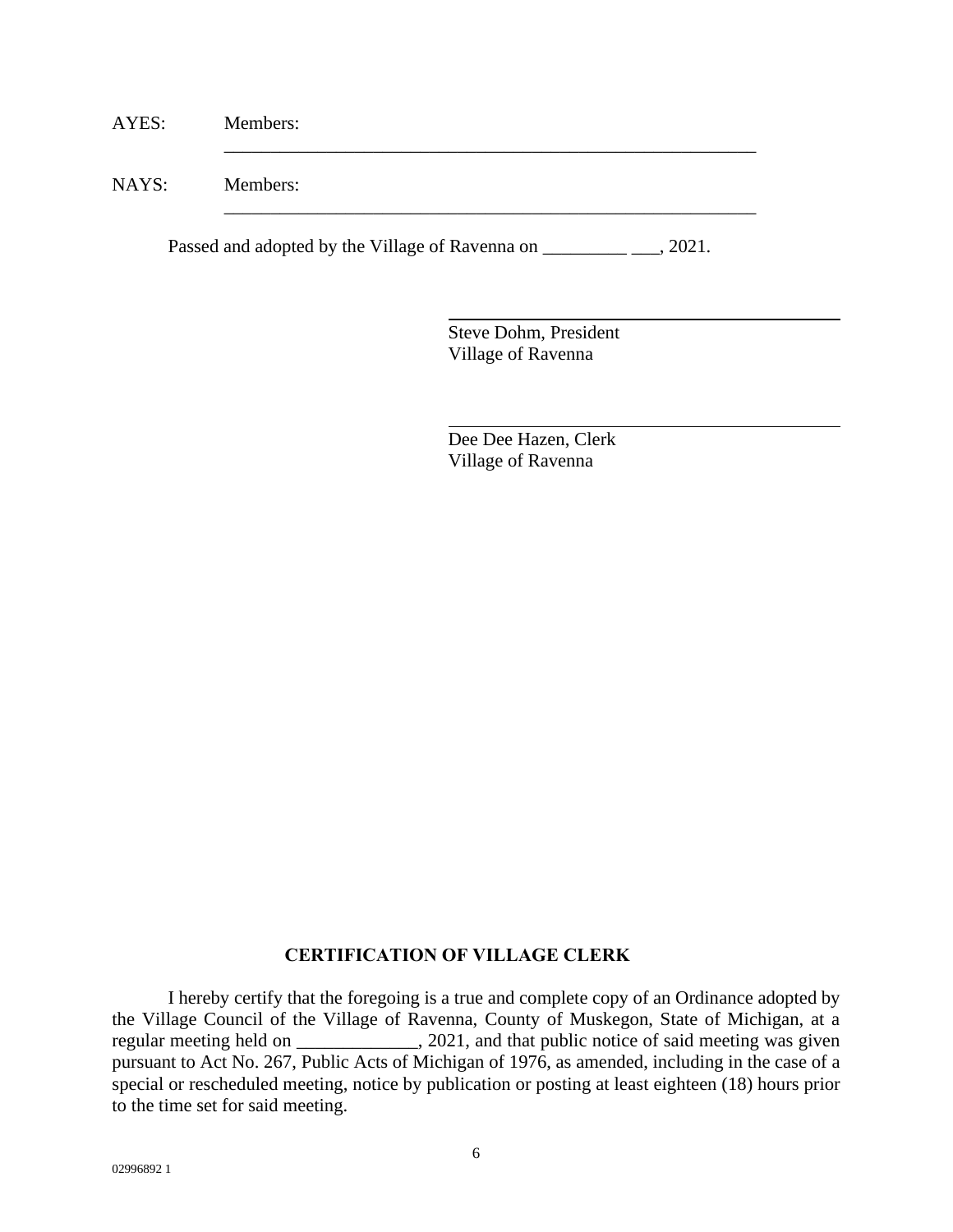AYES: Members: \_\_\_\_\_\_\_\_\_\_\_\_\_\_\_\_\_\_\_\_\_\_\_\_\_\_\_\_\_\_\_\_\_\_\_\_\_\_\_\_\_\_\_\_\_\_\_\_\_\_\_\_\_\_\_\_\_\_\_\_

NAYS: Members: \_\_\_\_\_\_\_\_\_\_\_\_\_\_\_\_\_\_\_\_\_\_\_\_\_\_\_\_\_\_\_\_\_\_\_\_\_\_\_\_\_\_\_\_\_\_\_\_\_\_\_\_\_\_\_\_\_\_\_\_

Passed and adopted by the Village of Ravenna on _________ ___, 2021.

\_\_\_\_\_\_\_\_\_\_\_\_\_\_\_\_\_\_\_\_\_\_\_\_\_\_\_\_\_\_\_\_\_\_\_\_\_\_\_\_\_\_\_\_
Steve Dohm, President
Village of Ravenna

\_\_\_\_\_\_\_\_\_\_\_\_\_\_\_\_\_\_\_\_\_\_\_\_\_\_\_\_\_\_\_\_\_\_\_\_\_\_\_\_\_\_\_\_
Dee Dee Hazen, Clerk
Village of Ravenna

**CERTIFICATION OF VILLAGE CLERK**

I hereby certify that the foregoing is a true and complete copy of an Ordinance adopted by the Village Council of the Village of Ravenna, County of Muskegon, State of Michigan, at a regular meeting held on _____________, 2021, and that public notice of said meeting was given pursuant to Act No. 267, Public Acts of Michigan of 1976, as amended, including in the case of a special or rescheduled meeting, notice by publication or posting at least eighteen (18) hours prior to the time set for said meeting.

02996892 1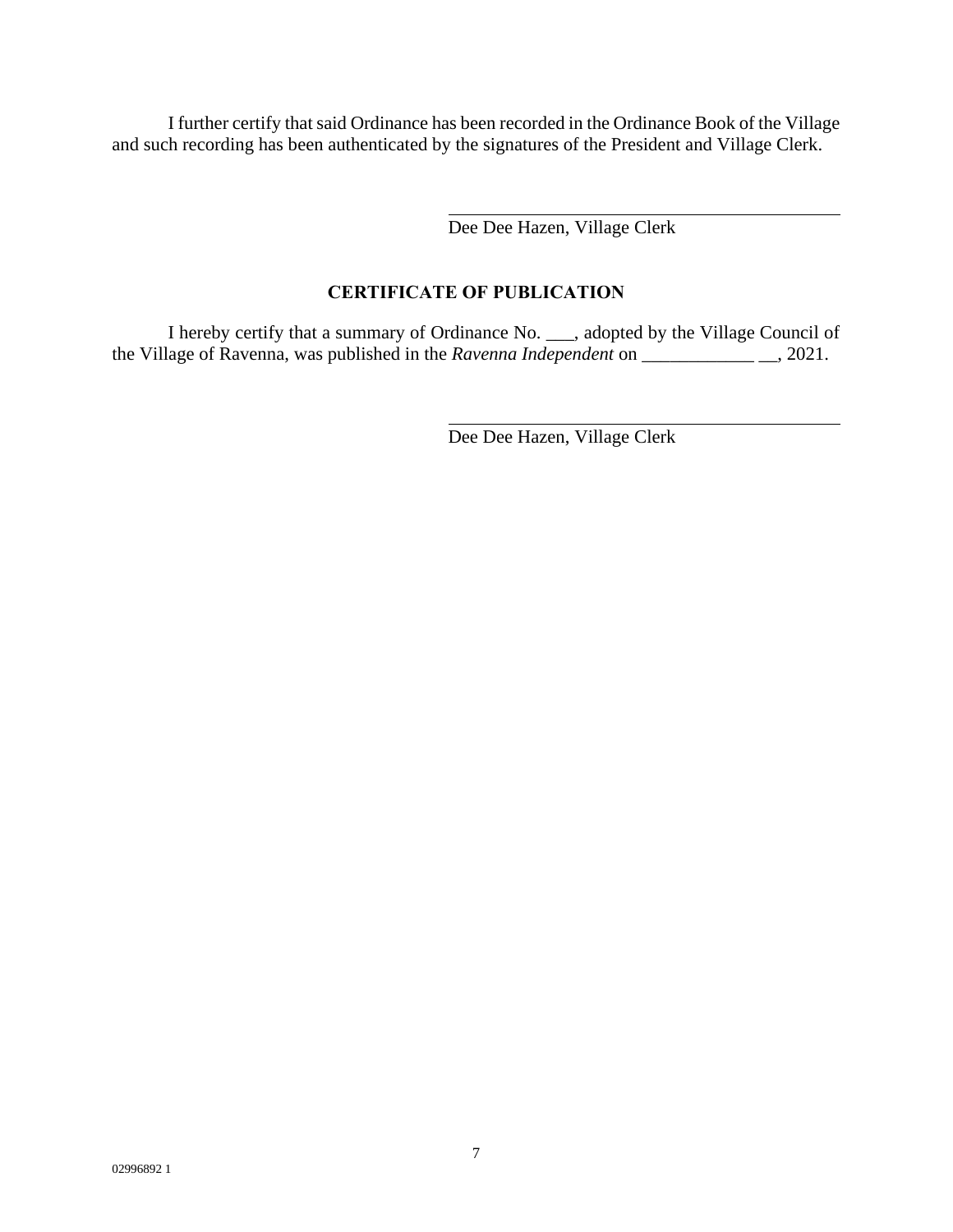I further certify that said Ordinance has been recorded in the Ordinance Book of the Village and such recording has been authenticated by the signatures of the President and Village Clerk.

\_\_\_\_\_\_\_\_\_\_\_\_\_\_\_\_\_\_\_\_\_\_\_\_\_\_\_\_\_\_\_\_\_\_\_\_\_\_\_\_

Dee Dee Hazen, Village Clerk

## CERTIFICATE OF PUBLICATION

I hereby certify that a summary of Ordinance No. ___, adopted by the Village Council of the Village of Ravenna, was published in the *Ravenna Independent* on ____________ __, 2021.

\_\_\_\_\_\_\_\_\_\_\_\_\_\_\_\_\_\_\_\_\_\_\_\_\_\_\_\_\_\_\_\_\_\_\_\_\_\_\_\_

Dee Dee Hazen, Village Clerk

02996892 1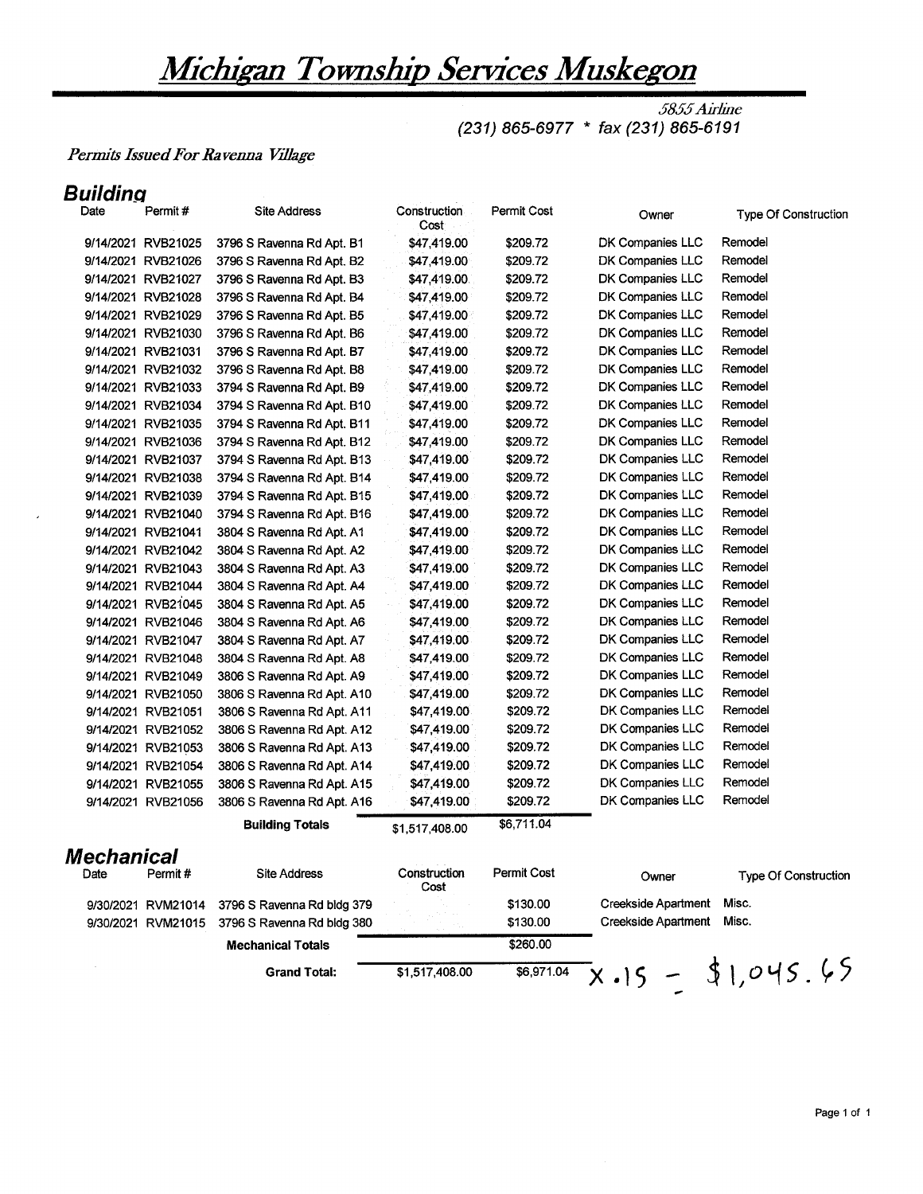# Michigan Township Services Muskegon

5855 Airline
(231) 865-6977 * fax (231) 865-6191

*Permits Issued For Ravenna Village*

## Building

| Date | Permit # | Site Address | Construction Cost | Permit Cost | Owner | Type Of Construction |
|---|---|---|---|---|---|---|
| 9/14/2021 | RVB21025 | 3796 S Ravenna Rd Apt. B1 | $47,419.00 | $209.72 | DK Companies LLC | Remodel |
| 9/14/2021 | RVB21026 | 3796 S Ravenna Rd Apt. B2 | $47,419.00 | $209.72 | DK Companies LLC | Remodel |
| 9/14/2021 | RVB21027 | 3796 S Ravenna Rd Apt. B3 | $47,419.00 | $209.72 | DK Companies LLC | Remodel |
| 9/14/2021 | RVB21028 | 3796 S Ravenna Rd Apt. B4 | $47,419.00 | $209.72 | DK Companies LLC | Remodel |
| 9/14/2021 | RVB21029 | 3796 S Ravenna Rd Apt. B5 | $47,419.00 | $209.72 | DK Companies LLC | Remodel |
| 9/14/2021 | RVB21030 | 3796 S Ravenna Rd Apt. B6 | $47,419.00 | $209.72 | DK Companies LLC | Remodel |
| 9/14/2021 | RVB21031 | 3796 S Ravenna Rd Apt. B7 | $47,419.00 | $209.72 | DK Companies LLC | Remodel |
| 9/14/2021 | RVB21032 | 3796 S Ravenna Rd Apt. B8 | $47,419.00 | $209.72 | DK Companies LLC | Remodel |
| 9/14/2021 | RVB21033 | 3794 S Ravenna Rd Apt. B9 | $47,419.00 | $209.72 | DK Companies LLC | Remodel |
| 9/14/2021 | RVB21034 | 3794 S Ravenna Rd Apt. B10 | $47,419.00 | $209.72 | DK Companies LLC | Remodel |
| 9/14/2021 | RVB21035 | 3794 S Ravenna Rd Apt. B11 | $47,419.00 | $209.72 | DK Companies LLC | Remodel |
| 9/14/2021 | RVB21036 | 3794 S Ravenna Rd Apt. B12 | $47,419.00 | $209.72 | DK Companies LLC | Remodel |
| 9/14/2021 | RVB21037 | 3794 S Ravenna Rd Apt. B13 | $47,419.00 | $209.72 | DK Companies LLC | Remodel |
| 9/14/2021 | RVB21038 | 3794 S Ravenna Rd Apt. B14 | $47,419.00 | $209.72 | DK Companies LLC | Remodel |
| 9/14/2021 | RVB21039 | 3794 S Ravenna Rd Apt. B15 | $47,419.00 | $209.72 | DK Companies LLC | Remodel |
| 9/14/2021 | RVB21040 | 3794 S Ravenna Rd Apt. B16 | $47,419.00 | $209.72 | DK Companies LLC | Remodel |
| 9/14/2021 | RVB21041 | 3804 S Ravenna Rd Apt. A1 | $47,419.00 | $209.72 | DK Companies LLC | Remodel |
| 9/14/2021 | RVB21042 | 3804 S Ravenna Rd Apt. A2 | $47,419.00 | $209.72 | DK Companies LLC | Remodel |
| 9/14/2021 | RVB21043 | 3804 S Ravenna Rd Apt. A3 | $47,419.00 | $209.72 | DK Companies LLC | Remodel |
| 9/14/2021 | RVB21044 | 3804 S Ravenna Rd Apt. A4 | $47,419.00 | $209.72 | DK Companies LLC | Remodel |
| 9/14/2021 | RVB21045 | 3804 S Ravenna Rd Apt. A5 | $47,419.00 | $209.72 | DK Companies LLC | Remodel |
| 9/14/2021 | RVB21046 | 3804 S Ravenna Rd Apt. A6 | $47,419.00 | $209.72 | DK Companies LLC | Remodel |
| 9/14/2021 | RVB21047 | 3804 S Ravenna Rd Apt. A7 | $47,419.00 | $209.72 | DK Companies LLC | Remodel |
| 9/14/2021 | RVB21048 | 3804 S Ravenna Rd Apt. A8 | $47,419.00 | $209.72 | DK Companies LLC | Remodel |
| 9/14/2021 | RVB21049 | 3806 S Ravenna Rd Apt. A9 | $47,419.00 | $209.72 | DK Companies LLC | Remodel |
| 9/14/2021 | RVB21050 | 3806 S Ravenna Rd Apt. A10 | $47,419.00 | $209.72 | DK Companies LLC | Remodel |
| 9/14/2021 | RVB21051 | 3806 S Ravenna Rd Apt. A11 | $47,419.00 | $209.72 | DK Companies LLC | Remodel |
| 9/14/2021 | RVB21052 | 3806 S Ravenna Rd Apt. A12 | $47,419.00 | $209.72 | DK Companies LLC | Remodel |
| 9/14/2021 | RVB21053 | 3806 S Ravenna Rd Apt. A13 | $47,419.00 | $209.72 | DK Companies LLC | Remodel |
| 9/14/2021 | RVB21054 | 3806 S Ravenna Rd Apt. A14 | $47,419.00 | $209.72 | DK Companies LLC | Remodel |
| 9/14/2021 | RVB21055 | 3806 S Ravenna Rd Apt. A15 | $47,419.00 | $209.72 | DK Companies LLC | Remodel |
| 9/14/2021 | RVB21056 | 3806 S Ravenna Rd Apt. A16 | $47,419.00 | $209.72 | DK Companies LLC | Remodel |
| | | **Building Totals** | $1,517,408.00 | $6,711.04 | | |

## Mechanical

| Date | Permit # | Site Address | Construction Cost | Permit Cost | Owner | Type Of Construction |
|---|---|---|---|---|---|---|
| 9/30/2021 | RVM21014 | 3796 S Ravenna Rd bldg 379 | | $130.00 | Creekside Apartment | Misc. |
| 9/30/2021 | RVM21015 | 3796 S Ravenna Rd bldg 380 | | $130.00 | Creekside Apartment | Misc. |
| | | **Mechanical Totals** | | $260.00 | | |
| | | **Grand Total:** | $1,517,408.00 | $6,971.04 | x .15 = $1,045.65 | |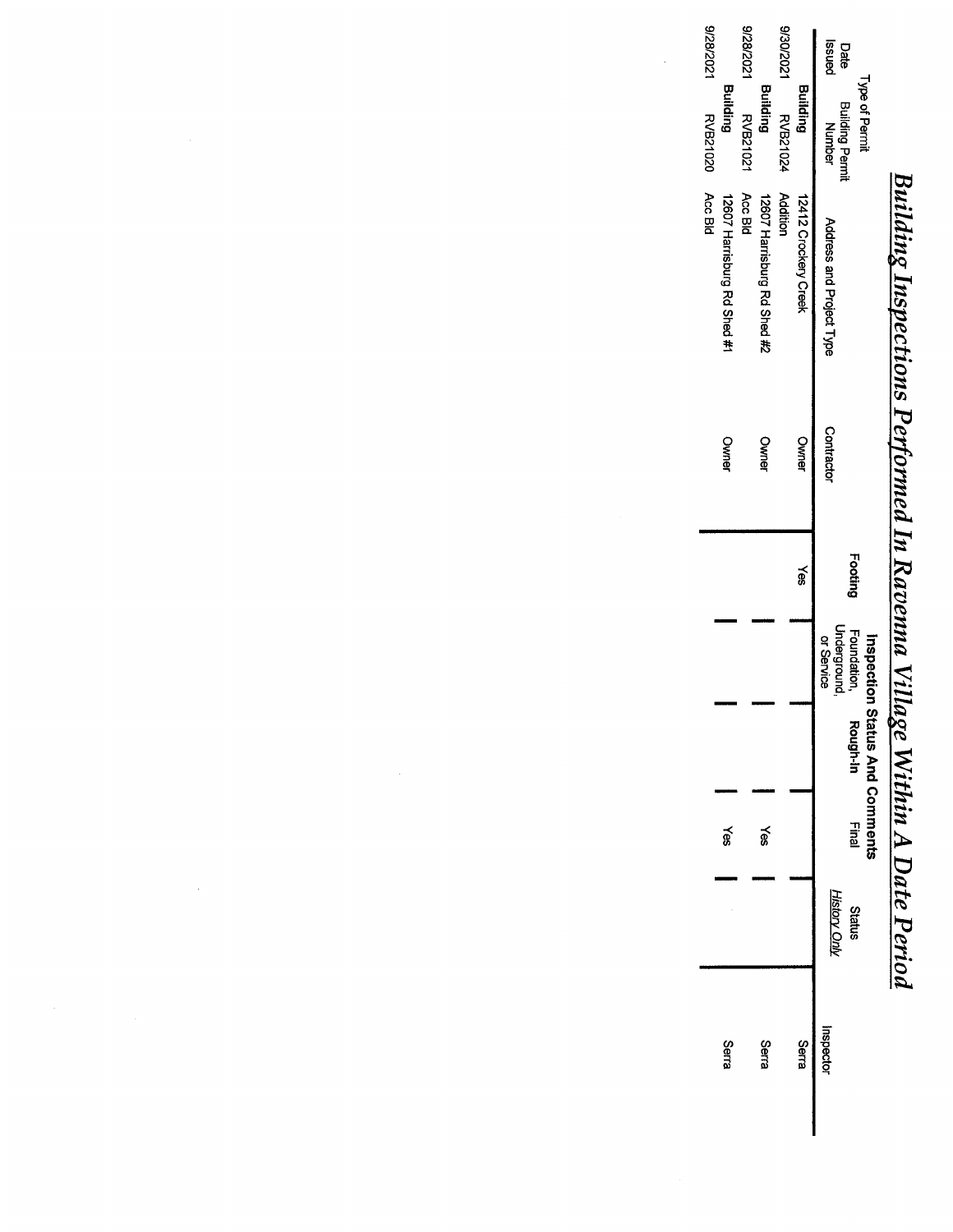# Building Inspections Performed In Ravenna Village Within A Date Period

| Type of Permit / Date Issued | Building Permit Number | Address and Project Type | Contractor | Footing | Foundation, Underground, or Service | Rough-In | Final | Status *History Only* | Inspector |
|---|---|---|---|---|---|---|---|---|---|
| Building | | 12412 Crockery Creek | Owner | Yes | | | | | Serra |
| 9/30/2021 | RVB21024 | Addition | | | | | | | |
| Building | | 12607 Harrisburg Rd Shed #2 | Owner | | | | Yes | | Serra |
| 9/28/2021 | RVB21021 | Acc Bld | | | | | | | |
| Building | | 12607 Harrisburg Rd Shed #1 | Owner | | | | Yes | | Serra |
| 9/28/2021 | RVB21020 | Acc Bld | | | | | | | |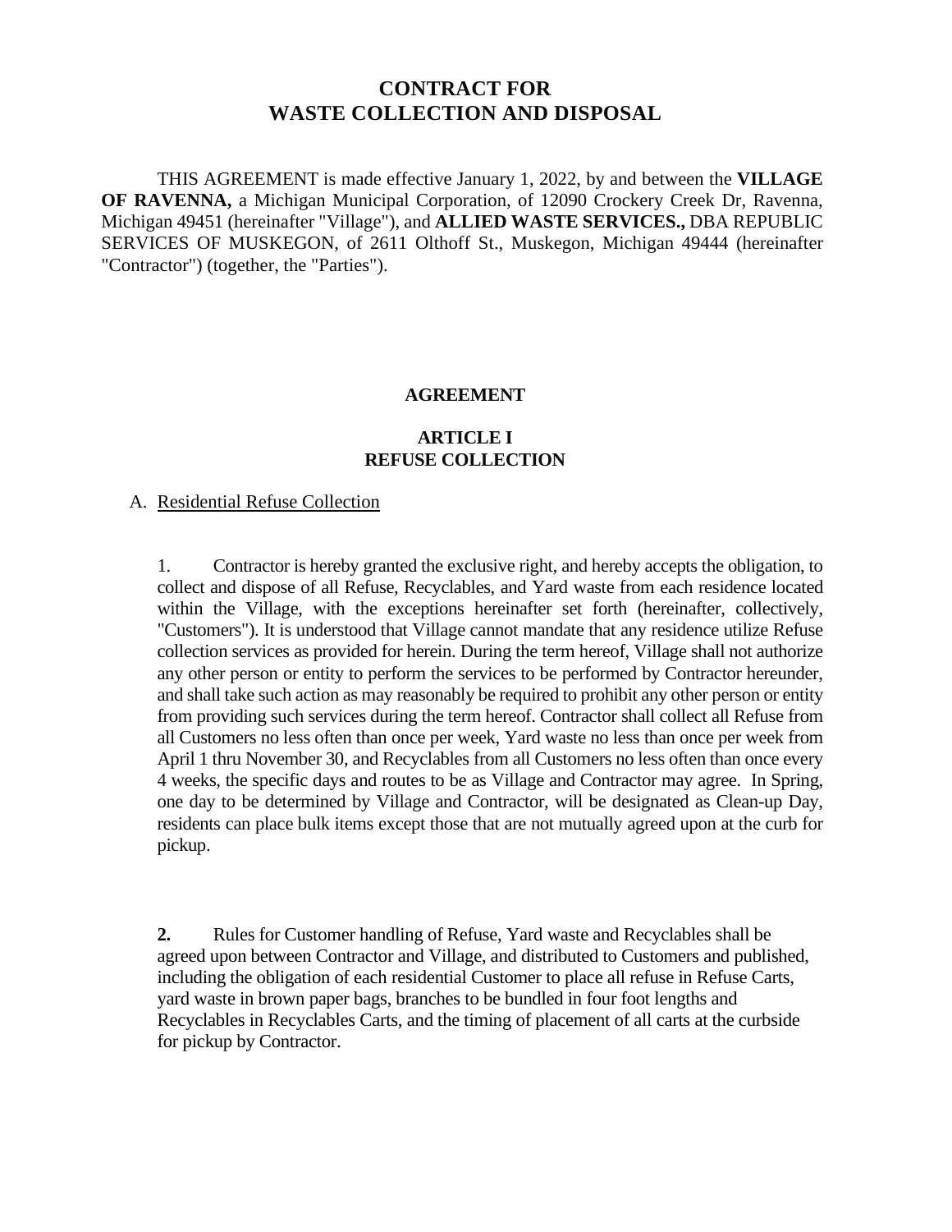# CONTRACT FOR
# WASTE COLLECTION AND DISPOSAL

THIS AGREEMENT is made effective January 1, 2022, by and between the **VILLAGE OF RAVENNA,** a Michigan Municipal Corporation, of 12090 Crockery Creek Dr, Ravenna, Michigan 49451 (hereinafter "Village"), and **ALLIED WASTE SERVICES.,** DBA REPUBLIC SERVICES OF MUSKEGON, of 2611 Olthoff St., Muskegon, Michigan 49444 (hereinafter "Contractor") (together, the "Parties").

## AGREEMENT

## ARTICLE I
## REFUSE COLLECTION

A. Residential Refuse Collection

1. Contractor is hereby granted the exclusive right, and hereby accepts the obligation, to collect and dispose of all Refuse, Recyclables, and Yard waste from each residence located within the Village, with the exceptions hereinafter set forth (hereinafter, collectively, "Customers"). It is understood that Village cannot mandate that any residence utilize Refuse collection services as provided for herein. During the term hereof, Village shall not authorize any other person or entity to perform the services to be performed by Contractor hereunder, and shall take such action as may reasonably be required to prohibit any other person or entity from providing such services during the term hereof. Contractor shall collect all Refuse from all Customers no less often than once per week, Yard waste no less than once per week from April 1 thru November 30, and Recyclables from all Customers no less often than once every 4 weeks, the specific days and routes to be as Village and Contractor may agree. In Spring, one day to be determined by Village and Contractor, will be designated as Clean-up Day, residents can place bulk items except those that are not mutually agreed upon at the curb for pickup.

**2.** Rules for Customer handling of Refuse, Yard waste and Recyclables shall be agreed upon between Contractor and Village, and distributed to Customers and published, including the obligation of each residential Customer to place all refuse in Refuse Carts, yard waste in brown paper bags, branches to be bundled in four foot lengths and Recyclables in Recyclables Carts, and the timing of placement of all carts at the curbside for pickup by Contractor.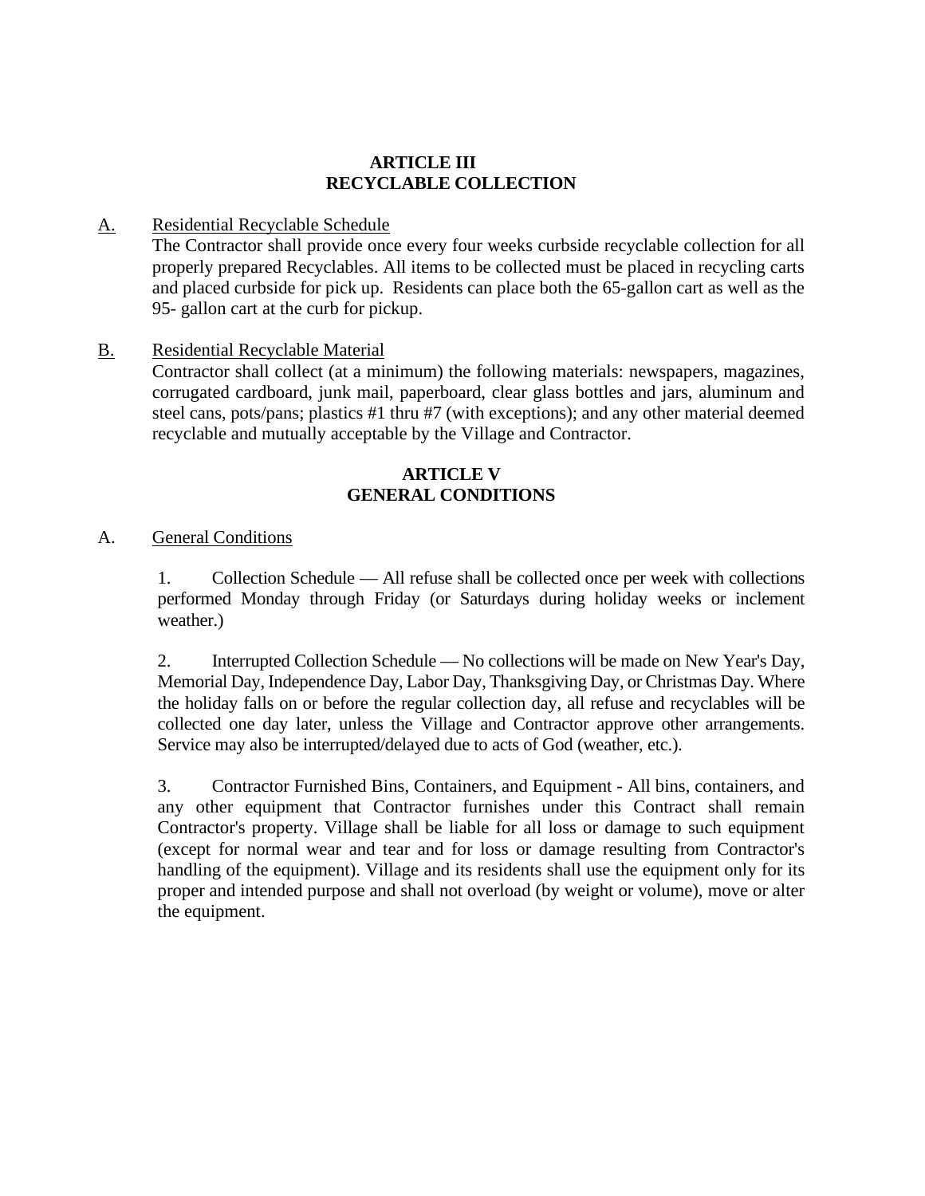## ARTICLE III
## RECYCLABLE COLLECTION

A. <u>Residential Recyclable Schedule</u>
The Contractor shall provide once every four weeks curbside recyclable collection for all properly prepared Recyclables. All items to be collected must be placed in recycling carts and placed curbside for pick up. Residents can place both the 65-gallon cart as well as the 95- gallon cart at the curb for pickup.

B. <u>Residential Recyclable Material</u>
Contractor shall collect (at a minimum) the following materials: newspapers, magazines, corrugated cardboard, junk mail, paperboard, clear glass bottles and jars, aluminum and steel cans, pots/pans; plastics #1 thru #7 (with exceptions); and any other material deemed recyclable and mutually acceptable by the Village and Contractor.

## ARTICLE V
## GENERAL CONDITIONS

A. <u>General Conditions</u>

1. Collection Schedule — All refuse shall be collected once per week with collections performed Monday through Friday (or Saturdays during holiday weeks or inclement weather.)

2. Interrupted Collection Schedule — No collections will be made on New Year's Day, Memorial Day, Independence Day, Labor Day, Thanksgiving Day, or Christmas Day. Where the holiday falls on or before the regular collection day, all refuse and recyclables will be collected one day later, unless the Village and Contractor approve other arrangements. Service may also be interrupted/delayed due to acts of God (weather, etc.).

3. Contractor Furnished Bins, Containers, and Equipment - All bins, containers, and any other equipment that Contractor furnishes under this Contract shall remain Contractor's property. Village shall be liable for all loss or damage to such equipment (except for normal wear and tear and for loss or damage resulting from Contractor's handling of the equipment). Village and its residents shall use the equipment only for its proper and intended purpose and shall not overload (by weight or volume), move or alter the equipment.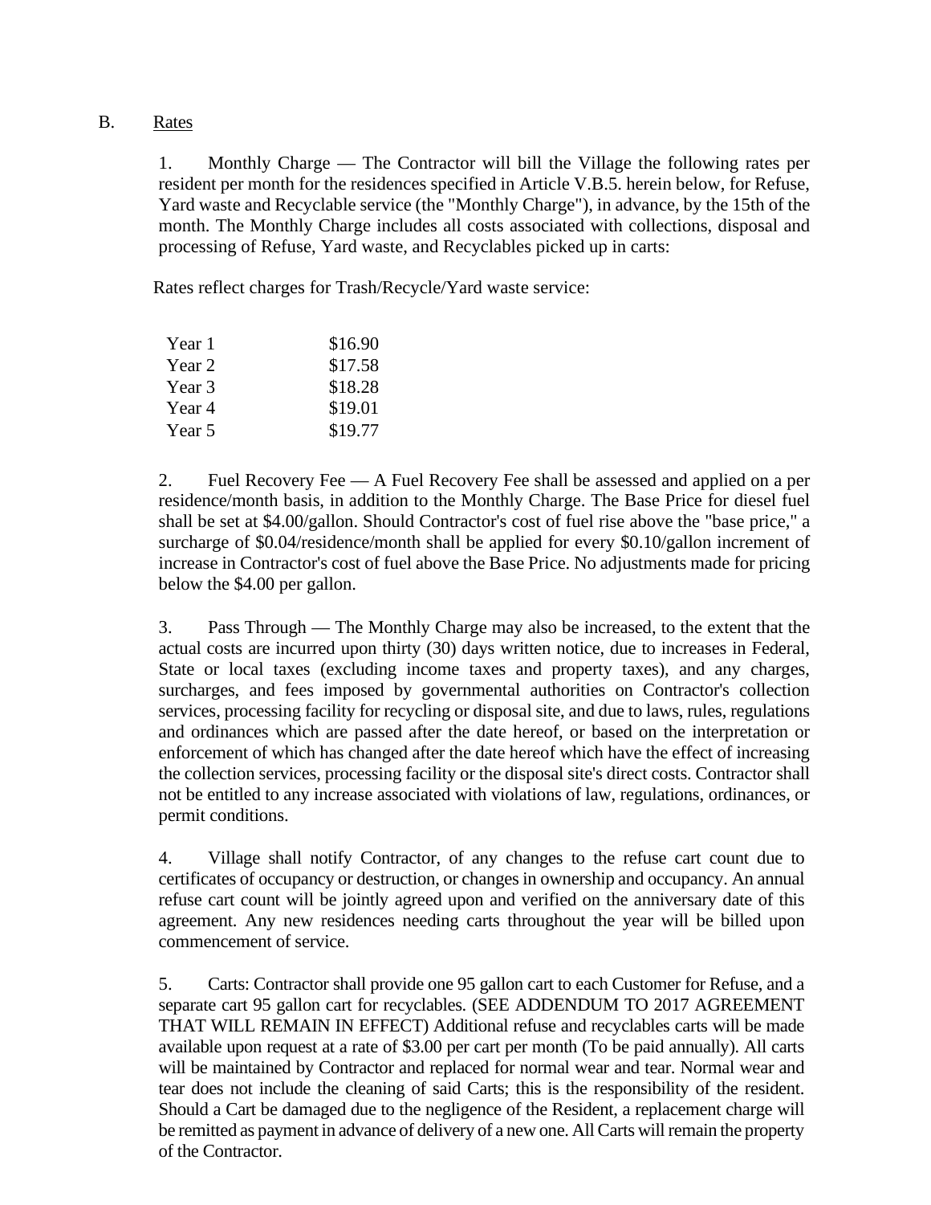B. Rates

1. Monthly Charge — The Contractor will bill the Village the following rates per resident per month for the residences specified in Article V.B.5. herein below, for Refuse, Yard waste and Recyclable service (the "Monthly Charge"), in advance, by the 15th of the month. The Monthly Charge includes all costs associated with collections, disposal and processing of Refuse, Yard waste, and Recyclables picked up in carts:

Rates reflect charges for Trash/Recycle/Yard waste service:

| | |
|---|---|
| Year 1 | $16.90 |
| Year 2 | $17.58 |
| Year 3 | $18.28 |
| Year 4 | $19.01 |
| Year 5 | $19.77 |

2. Fuel Recovery Fee — A Fuel Recovery Fee shall be assessed and applied on a per residence/month basis, in addition to the Monthly Charge. The Base Price for diesel fuel shall be set at $4.00/gallon. Should Contractor's cost of fuel rise above the "base price," a surcharge of $0.04/residence/month shall be applied for every $0.10/gallon increment of increase in Contractor's cost of fuel above the Base Price. No adjustments made for pricing below the $4.00 per gallon.

3. Pass Through — The Monthly Charge may also be increased, to the extent that the actual costs are incurred upon thirty (30) days written notice, due to increases in Federal, State or local taxes (excluding income taxes and property taxes), and any charges, surcharges, and fees imposed by governmental authorities on Contractor's collection services, processing facility for recycling or disposal site, and due to laws, rules, regulations and ordinances which are passed after the date hereof, or based on the interpretation or enforcement of which has changed after the date hereof which have the effect of increasing the collection services, processing facility or the disposal site's direct costs. Contractor shall not be entitled to any increase associated with violations of law, regulations, ordinances, or permit conditions.

4. Village shall notify Contractor, of any changes to the refuse cart count due to certificates of occupancy or destruction, or changes in ownership and occupancy. An annual refuse cart count will be jointly agreed upon and verified on the anniversary date of this agreement. Any new residences needing carts throughout the year will be billed upon commencement of service.

5. Carts: Contractor shall provide one 95 gallon cart to each Customer for Refuse, and a separate cart 95 gallon cart for recyclables. (SEE ADDENDUM TO 2017 AGREEMENT THAT WILL REMAIN IN EFFECT) Additional refuse and recyclables carts will be made available upon request at a rate of $3.00 per cart per month (To be paid annually). All carts will be maintained by Contractor and replaced for normal wear and tear. Normal wear and tear does not include the cleaning of said Carts; this is the responsibility of the resident. Should a Cart be damaged due to the negligence of the Resident, a replacement charge will be remitted as payment in advance of delivery of a new one. All Carts will remain the property of the Contractor.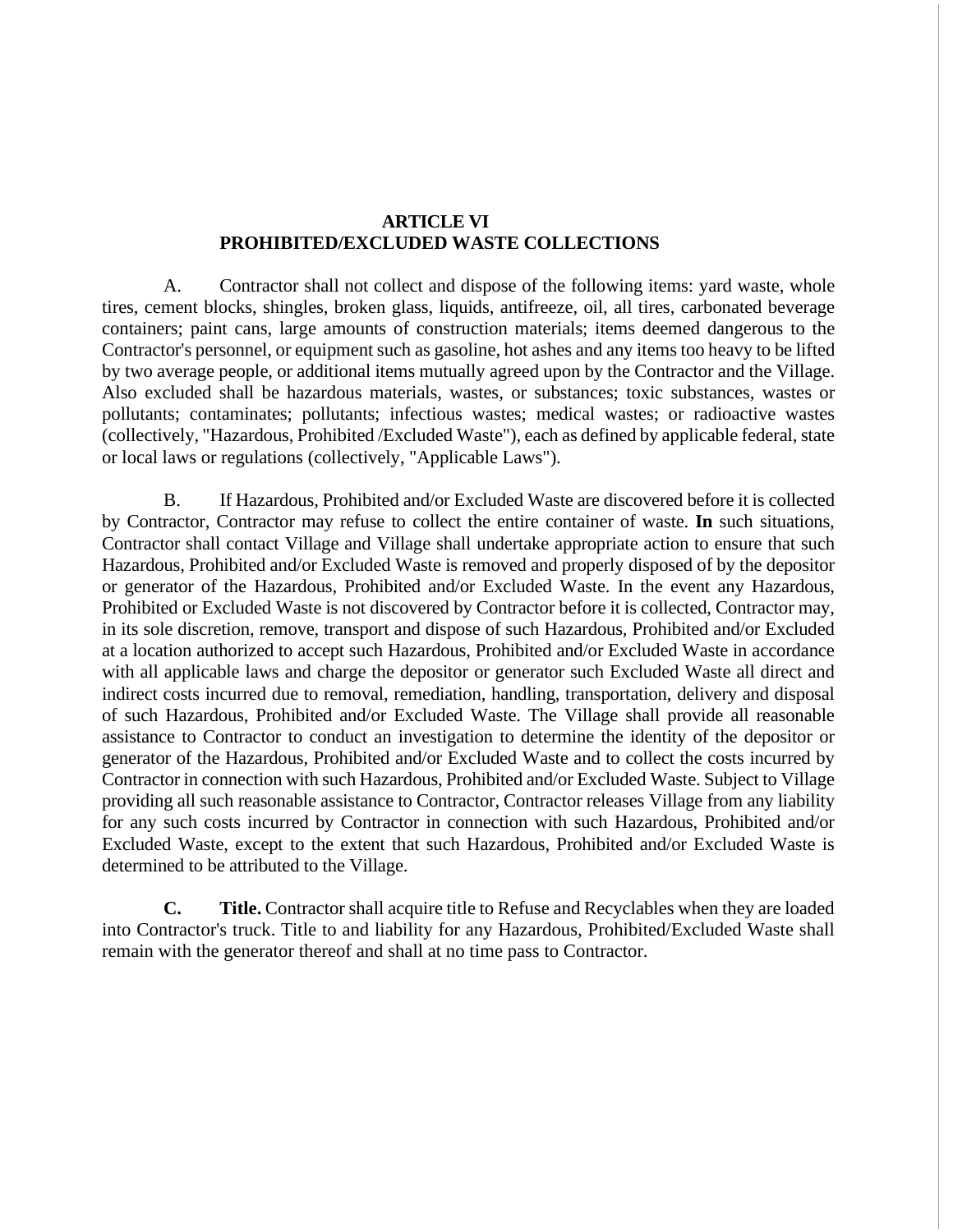## ARTICLE VI
## PROHIBITED/EXCLUDED WASTE COLLECTIONS

A. Contractor shall not collect and dispose of the following items: yard waste, whole tires, cement blocks, shingles, broken glass, liquids, antifreeze, oil, all tires, carbonated beverage containers; paint cans, large amounts of construction materials; items deemed dangerous to the Contractor's personnel, or equipment such as gasoline, hot ashes and any items too heavy to be lifted by two average people, or additional items mutually agreed upon by the Contractor and the Village. Also excluded shall be hazardous materials, wastes, or substances; toxic substances, wastes or pollutants; contaminates; pollutants; infectious wastes; medical wastes; or radioactive wastes (collectively, "Hazardous, Prohibited /Excluded Waste"), each as defined by applicable federal, state or local laws or regulations (collectively, "Applicable Laws").

B. If Hazardous, Prohibited and/or Excluded Waste are discovered before it is collected by Contractor, Contractor may refuse to collect the entire container of waste. **In** such situations, Contractor shall contact Village and Village shall undertake appropriate action to ensure that such Hazardous, Prohibited and/or Excluded Waste is removed and properly disposed of by the depositor or generator of the Hazardous, Prohibited and/or Excluded Waste. In the event any Hazardous, Prohibited or Excluded Waste is not discovered by Contractor before it is collected, Contractor may, in its sole discretion, remove, transport and dispose of such Hazardous, Prohibited and/or Excluded at a location authorized to accept such Hazardous, Prohibited and/or Excluded Waste in accordance with all applicable laws and charge the depositor or generator such Excluded Waste all direct and indirect costs incurred due to removal, remediation, handling, transportation, delivery and disposal of such Hazardous, Prohibited and/or Excluded Waste. The Village shall provide all reasonable assistance to Contractor to conduct an investigation to determine the identity of the depositor or generator of the Hazardous, Prohibited and/or Excluded Waste and to collect the costs incurred by Contractor in connection with such Hazardous, Prohibited and/or Excluded Waste. Subject to Village providing all such reasonable assistance to Contractor, Contractor releases Village from any liability for any such costs incurred by Contractor in connection with such Hazardous, Prohibited and/or Excluded Waste, except to the extent that such Hazardous, Prohibited and/or Excluded Waste is determined to be attributed to the Village.

**C. Title.** Contractor shall acquire title to Refuse and Recyclables when they are loaded into Contractor's truck. Title to and liability for any Hazardous, Prohibited/Excluded Waste shall remain with the generator thereof and shall at no time pass to Contractor.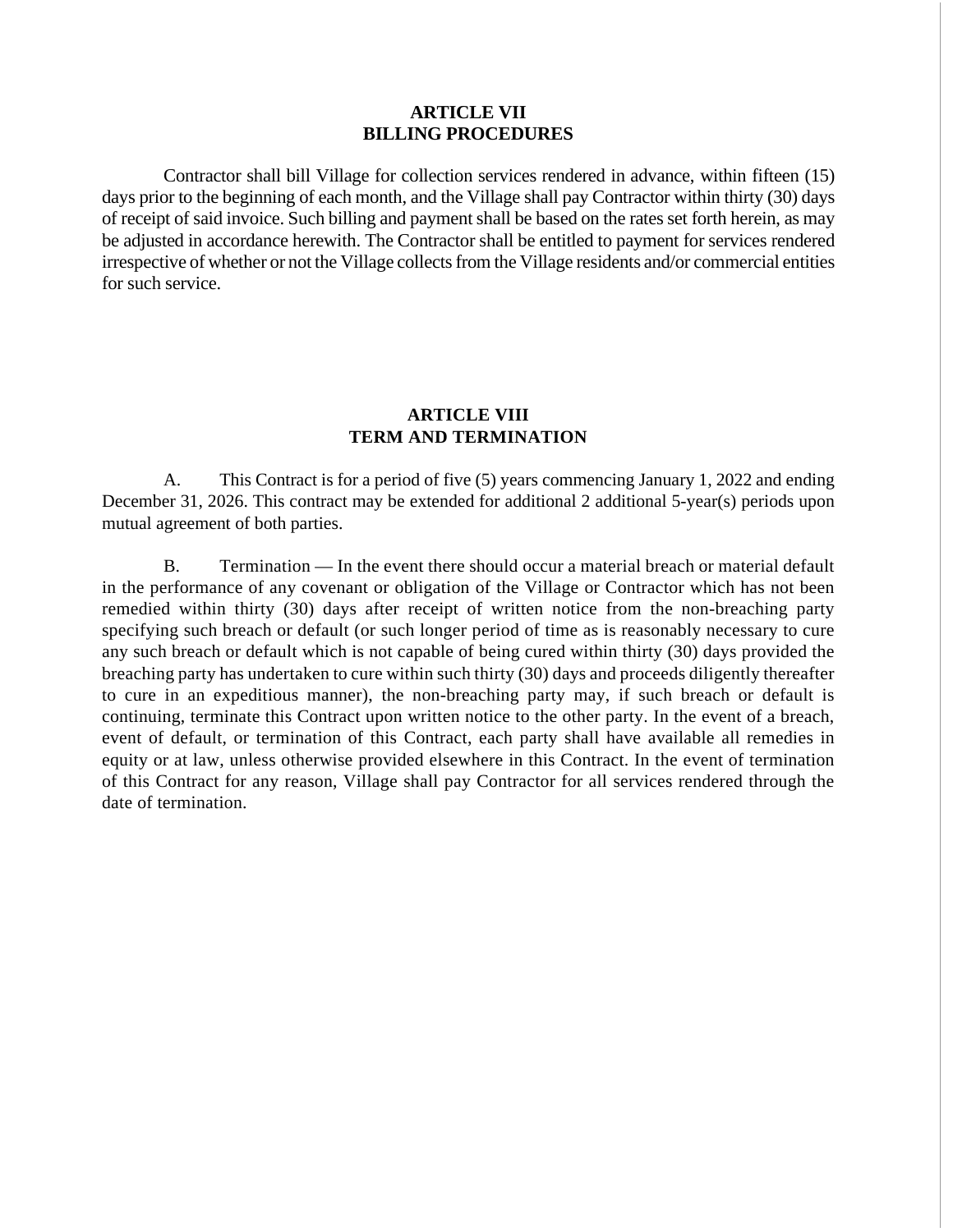## ARTICLE VII
## BILLING PROCEDURES

Contractor shall bill Village for collection services rendered in advance, within fifteen (15) days prior to the beginning of each month, and the Village shall pay Contractor within thirty (30) days of receipt of said invoice. Such billing and payment shall be based on the rates set forth herein, as may be adjusted in accordance herewith. The Contractor shall be entitled to payment for services rendered irrespective of whether or not the Village collects from the Village residents and/or commercial entities for such service.

## ARTICLE VIII
## TERM AND TERMINATION

A. This Contract is for a period of five (5) years commencing January 1, 2022 and ending December 31, 2026. This contract may be extended for additional 2 additional 5-year(s) periods upon mutual agreement of both parties.

B. Termination — In the event there should occur a material breach or material default in the performance of any covenant or obligation of the Village or Contractor which has not been remedied within thirty (30) days after receipt of written notice from the non-breaching party specifying such breach or default (or such longer period of time as is reasonably necessary to cure any such breach or default which is not capable of being cured within thirty (30) days provided the breaching party has undertaken to cure within such thirty (30) days and proceeds diligently thereafter to cure in an expeditious manner), the non-breaching party may, if such breach or default is continuing, terminate this Contract upon written notice to the other party. In the event of a breach, event of default, or termination of this Contract, each party shall have available all remedies in equity or at law, unless otherwise provided elsewhere in this Contract. In the event of termination of this Contract for any reason, Village shall pay Contractor for all services rendered through the date of termination.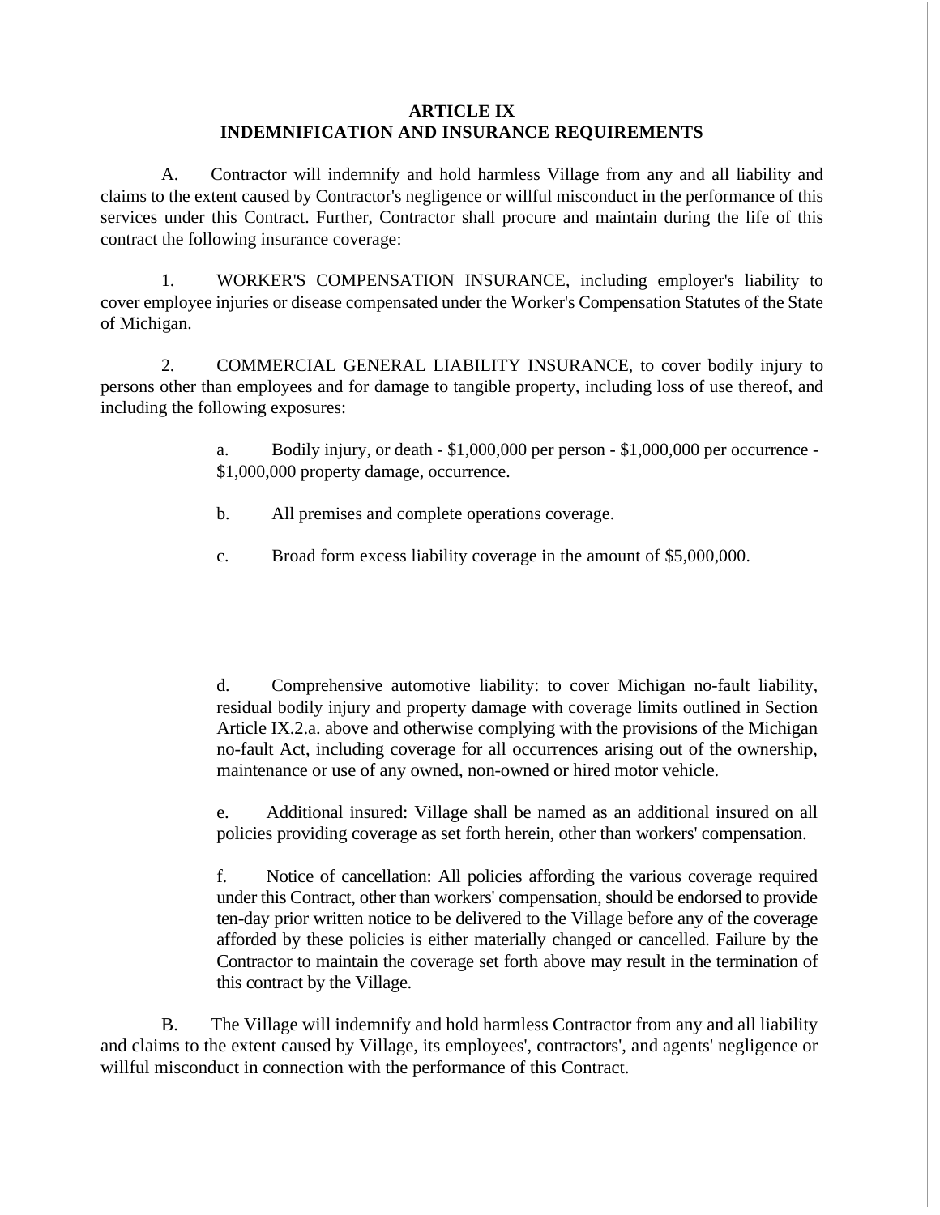## ARTICLE IX
## INDEMNIFICATION AND INSURANCE REQUIREMENTS

A. Contractor will indemnify and hold harmless Village from any and all liability and claims to the extent caused by Contractor's negligence or willful misconduct in the performance of this services under this Contract. Further, Contractor shall procure and maintain during the life of this contract the following insurance coverage:

1. WORKER'S COMPENSATION INSURANCE, including employer's liability to cover employee injuries or disease compensated under the Worker's Compensation Statutes of the State of Michigan.

2. COMMERCIAL GENERAL LIABILITY INSURANCE, to cover bodily injury to persons other than employees and for damage to tangible property, including loss of use thereof, and including the following exposures:

> a. Bodily injury, or death - $1,000,000 per person - $1,000,000 per occurrence - $1,000,000 property damage, occurrence.
>
> b. All premises and complete operations coverage.
>
> c. Broad form excess liability coverage in the amount of $5,000,000.
>
> d. Comprehensive automotive liability: to cover Michigan no-fault liability, residual bodily injury and property damage with coverage limits outlined in Section Article IX.2.a. above and otherwise complying with the provisions of the Michigan no-fault Act, including coverage for all occurrences arising out of the ownership, maintenance or use of any owned, non-owned or hired motor vehicle.
>
> e. Additional insured: Village shall be named as an additional insured on all policies providing coverage as set forth herein, other than workers' compensation.
>
> f. Notice of cancellation: All policies affording the various coverage required under this Contract, other than workers' compensation, should be endorsed to provide ten-day prior written notice to be delivered to the Village before any of the coverage afforded by these policies is either materially changed or cancelled. Failure by the Contractor to maintain the coverage set forth above may result in the termination of this contract by the Village.

B. The Village will indemnify and hold harmless Contractor from any and all liability and claims to the extent caused by Village, its employees', contractors', and agents' negligence or willful misconduct in connection with the performance of this Contract.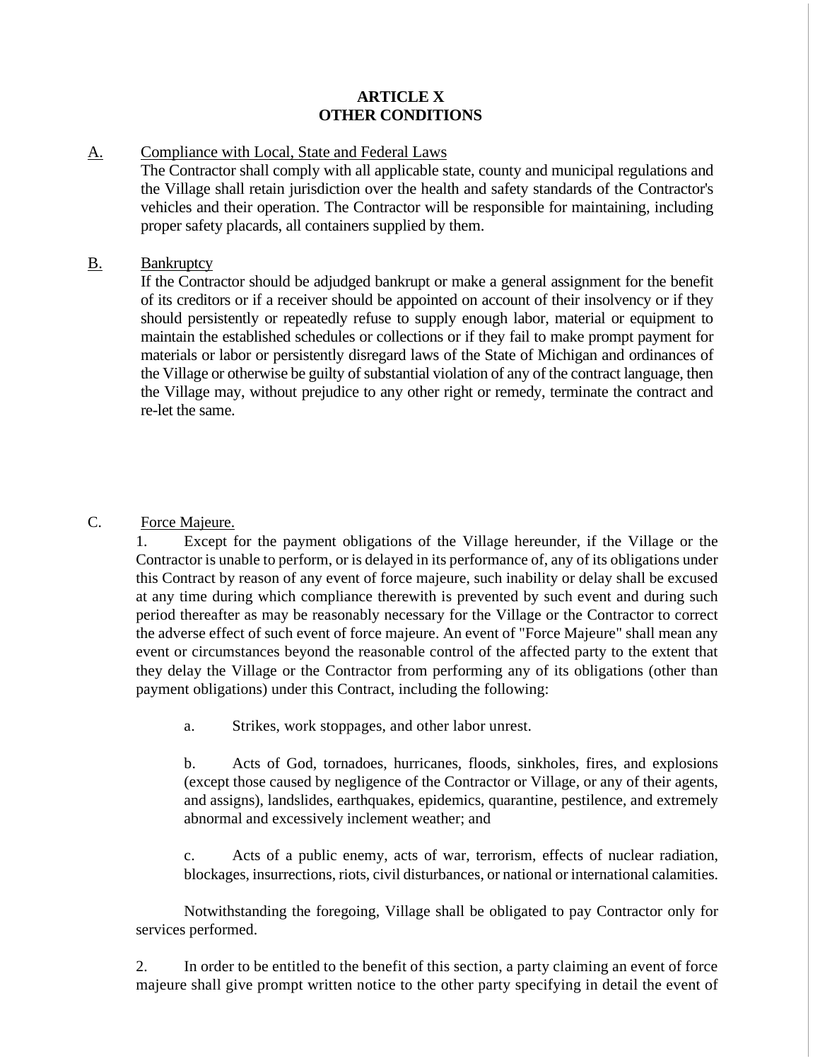## ARTICLE X
## OTHER CONDITIONS

A. Compliance with Local, State and Federal Laws

The Contractor shall comply with all applicable state, county and municipal regulations and the Village shall retain jurisdiction over the health and safety standards of the Contractor's vehicles and their operation. The Contractor will be responsible for maintaining, including proper safety placards, all containers supplied by them.

B. Bankruptcy

If the Contractor should be adjudged bankrupt or make a general assignment for the benefit of its creditors or if a receiver should be appointed on account of their insolvency or if they should persistently or repeatedly refuse to supply enough labor, material or equipment to maintain the established schedules or collections or if they fail to make prompt payment for materials or labor or persistently disregard laws of the State of Michigan and ordinances of the Village or otherwise be guilty of substantial violation of any of the contract language, then the Village may, without prejudice to any other right or remedy, terminate the contract and re-let the same.

C. Force Majeure.

1. Except for the payment obligations of the Village hereunder, if the Village or the Contractor is unable to perform, or is delayed in its performance of, any of its obligations under this Contract by reason of any event of force majeure, such inability or delay shall be excused at any time during which compliance therewith is prevented by such event and during such period thereafter as may be reasonably necessary for the Village or the Contractor to correct the adverse effect of such event of force majeure. An event of "Force Majeure" shall mean any event or circumstances beyond the reasonable control of the affected party to the extent that they delay the Village or the Contractor from performing any of its obligations (other than payment obligations) under this Contract, including the following:

a. Strikes, work stoppages, and other labor unrest.

b. Acts of God, tornadoes, hurricanes, floods, sinkholes, fires, and explosions (except those caused by negligence of the Contractor or Village, or any of their agents, and assigns), landslides, earthquakes, epidemics, quarantine, pestilence, and extremely abnormal and excessively inclement weather; and

c. Acts of a public enemy, acts of war, terrorism, effects of nuclear radiation, blockages, insurrections, riots, civil disturbances, or national or international calamities.

Notwithstanding the foregoing, Village shall be obligated to pay Contractor only for services performed.

2. In order to be entitled to the benefit of this section, a party claiming an event of force majeure shall give prompt written notice to the other party specifying in detail the event of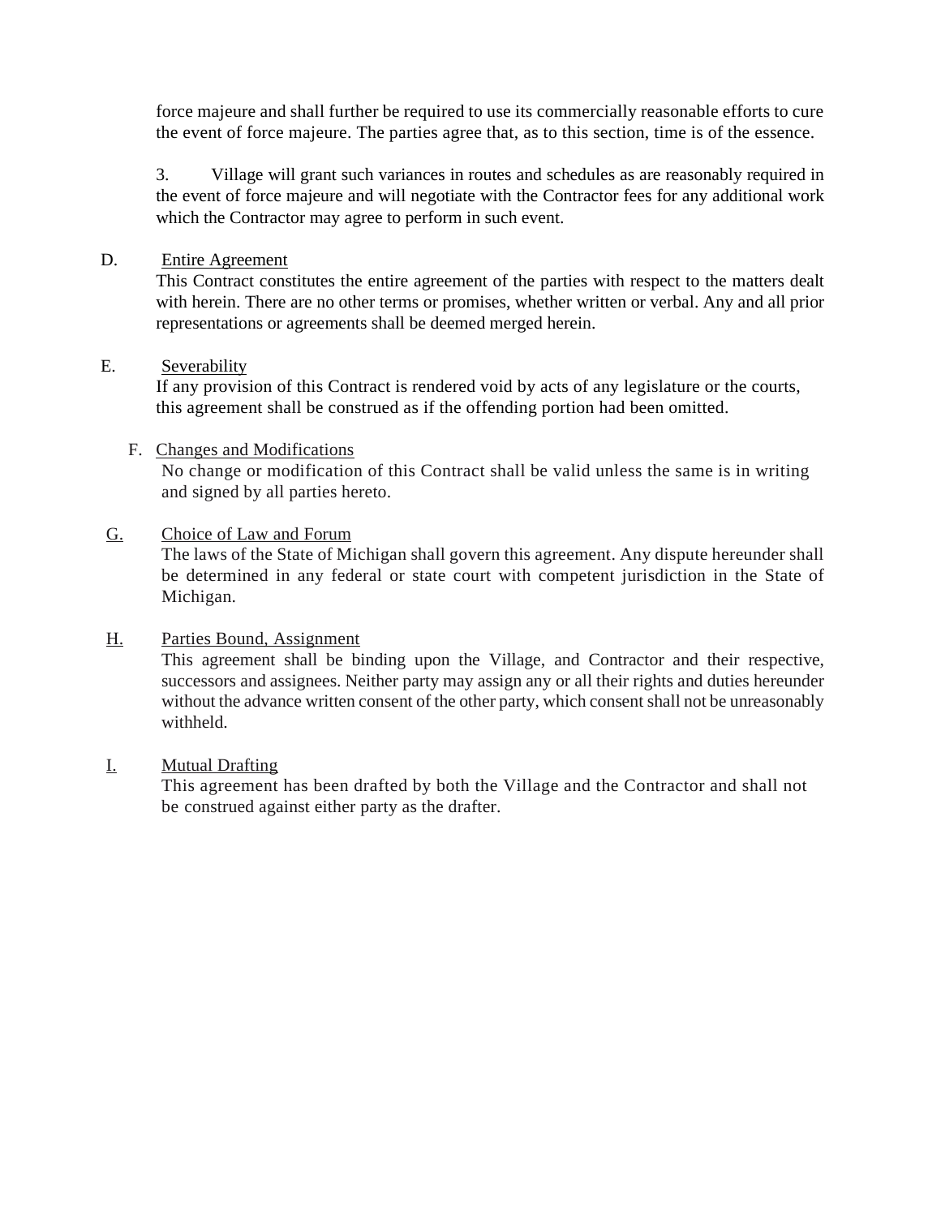force majeure and shall further be required to use its commercially reasonable efforts to cure the event of force majeure. The parties agree that, as to this section, time is of the essence.

3. Village will grant such variances in routes and schedules as are reasonably required in the event of force majeure and will negotiate with the Contractor fees for any additional work which the Contractor may agree to perform in such event.

D. Entire Agreement

This Contract constitutes the entire agreement of the parties with respect to the matters dealt with herein. There are no other terms or promises, whether written or verbal. Any and all prior representations or agreements shall be deemed merged herein.

E. Severability

If any provision of this Contract is rendered void by acts of any legislature or the courts, this agreement shall be construed as if the offending portion had been omitted.

F. Changes and Modifications

No change or modification of this Contract shall be valid unless the same is in writing and signed by all parties hereto.

G. Choice of Law and Forum

The laws of the State of Michigan shall govern this agreement. Any dispute hereunder shall be determined in any federal or state court with competent jurisdiction in the State of Michigan.

H. Parties Bound, Assignment

This agreement shall be binding upon the Village, and Contractor and their respective, successors and assignees. Neither party may assign any or all their rights and duties hereunder without the advance written consent of the other party, which consent shall not be unreasonably withheld.

I. Mutual Drafting

This agreement has been drafted by both the Village and the Contractor and shall not be construed against either party as the drafter.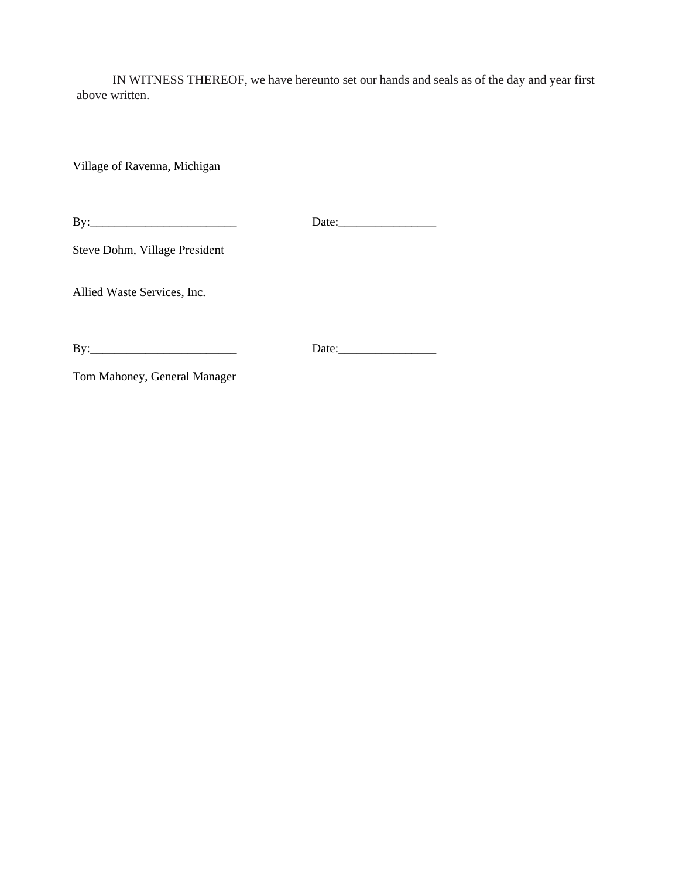IN WITNESS THEREOF, we have hereunto set our hands and seals as of the day and year first above written.

Village of Ravenna, Michigan

By:________________________ Date:________________

Steve Dohm, Village President

Allied Waste Services, Inc.

By:________________________ Date:________________

Tom Mahoney, General Manager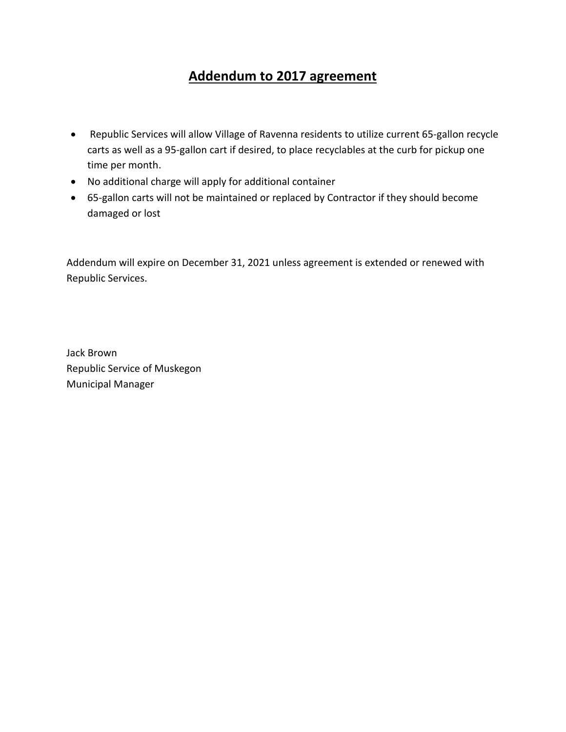# **Addendum to 2017 agreement**

- Republic Services will allow Village of Ravenna residents to utilize current 65-gallon recycle carts as well as a 95-gallon cart if desired, to place recyclables at the curb for pickup one time per month.
- No additional charge will apply for additional container
- 65-gallon carts will not be maintained or replaced by Contractor if they should become damaged or lost

Addendum will expire on December 31, 2021 unless agreement is extended or renewed with Republic Services.

Jack Brown
Republic Service of Muskegon
Municipal Manager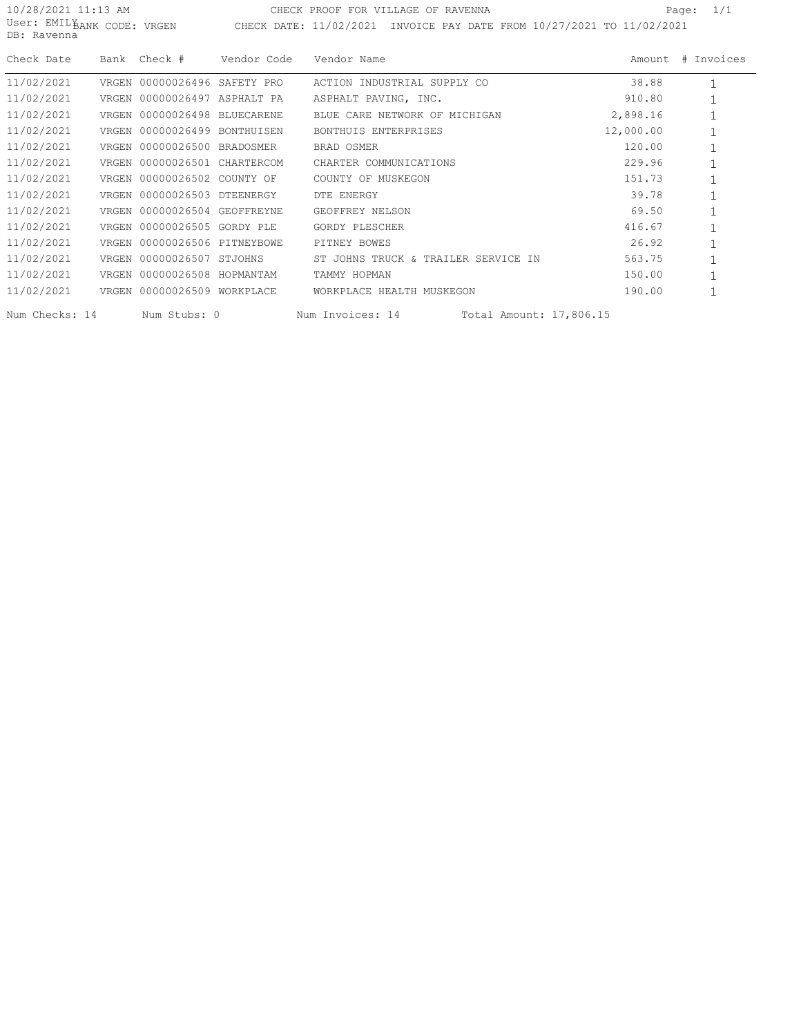10/28/2021 11:13 AM CHECK PROOF FOR VILLAGE OF RAVENNA
User: EMILY BANK CODE: VRGEN CHECK DATE: 11/02/2021 INVOICE PAY DATE FROM 10/27/2021 TO 11/02/2021
DB: Ravenna

| Check Date | Bank | Check # | Vendor Code | Vendor Name | Amount | # Invoices |
|---|---|---|---|---|---|---|
| 11/02/2021 | VRGEN | 00000026496 | SAFETY PRO | ACTION INDUSTRIAL SUPPLY CO | 38.88 | 1 |
| 11/02/2021 | VRGEN | 00000026497 | ASPHALT PA | ASPHALT PAVING, INC. | 910.80 | 1 |
| 11/02/2021 | VRGEN | 00000026498 | BLUECARENE | BLUE CARE NETWORK OF MICHIGAN | 2,898.16 | 1 |
| 11/02/2021 | VRGEN | 00000026499 | BONTHUISEN | BONTHUIS ENTERPRISES | 12,000.00 | 1 |
| 11/02/2021 | VRGEN | 00000026500 | BRADOSMER | BRAD OSMER | 120.00 | 1 |
| 11/02/2021 | VRGEN | 00000026501 | CHARTERCOM | CHARTER COMMUNICATIONS | 229.96 | 1 |
| 11/02/2021 | VRGEN | 00000026502 | COUNTY OF | COUNTY OF MUSKEGON | 151.73 | 1 |
| 11/02/2021 | VRGEN | 00000026503 | DTEENERGY | DTE ENERGY | 39.78 | 1 |
| 11/02/2021 | VRGEN | 00000026504 | GEOFFREYNE | GEOFFREY NELSON | 69.50 | 1 |
| 11/02/2021 | VRGEN | 00000026505 | GORDY PLE | GORDY PLESCHER | 416.67 | 1 |
| 11/02/2021 | VRGEN | 00000026506 | PITNEYBOWE | PITNEY BOWES | 26.92 | 1 |
| 11/02/2021 | VRGEN | 00000026507 | STJOHNS | ST JOHNS TRUCK & TRAILER SERVICE IN | 563.75 | 1 |
| 11/02/2021 | VRGEN | 00000026508 | HOPMANTAM | TAMMY HOPMAN | 150.00 | 1 |
| 11/02/2021 | VRGEN | 00000026509 | WORKPLACE | WORKPLACE HEALTH MUSKEGON | 190.00 | 1 |

Num Checks: 14 Num Stubs: 0 Num Invoices: 14 Total Amount: 17,806.15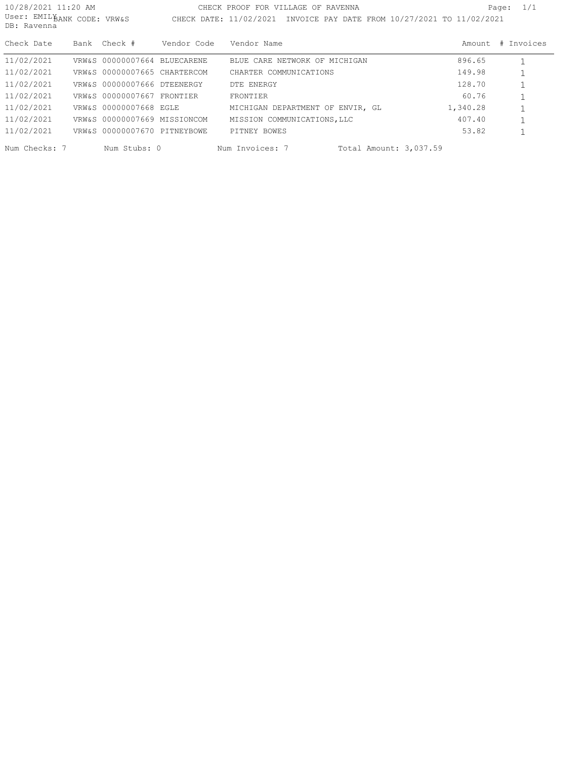10/28/2021 11:20 AM CHECK PROOF FOR VILLAGE OF RAVENNA
User: EMILY BANK CODE: VRW&S CHECK DATE: 11/02/2021 INVOICE PAY DATE FROM 10/27/2021 TO 11/02/2021
DB: Ravenna

| Check Date | Bank | Check # | Vendor Code | Vendor Name | Amount | # Invoices |
|---|---|---|---|---|---|---|
| 11/02/2021 | VRW&S | 00000007664 | BLUECARENE | BLUE CARE NETWORK OF MICHIGAN | 896.65 | 1 |
| 11/02/2021 | VRW&S | 00000007665 | CHARTERCOM | CHARTER COMMUNICATIONS | 149.98 | 1 |
| 11/02/2021 | VRW&S | 00000007666 | DTEENERGY | DTE ENERGY | 128.70 | 1 |
| 11/02/2021 | VRW&S | 00000007667 | FRONTIER | FRONTIER | 60.76 | 1 |
| 11/02/2021 | VRW&S | 00000007668 | EGLE | MICHIGAN DEPARTMENT OF ENVIR, GL | 1,340.28 | 1 |
| 11/02/2021 | VRW&S | 00000007669 | MISSIONCOM | MISSION COMMUNICATIONS,LLC | 407.40 | 1 |
| 11/02/2021 | VRW&S | 00000007670 | PITNEYBOWE | PITNEY BOWES | 53.82 | 1 |

Num Checks: 7 Num Stubs: 0 Num Invoices: 7 Total Amount: 3,037.59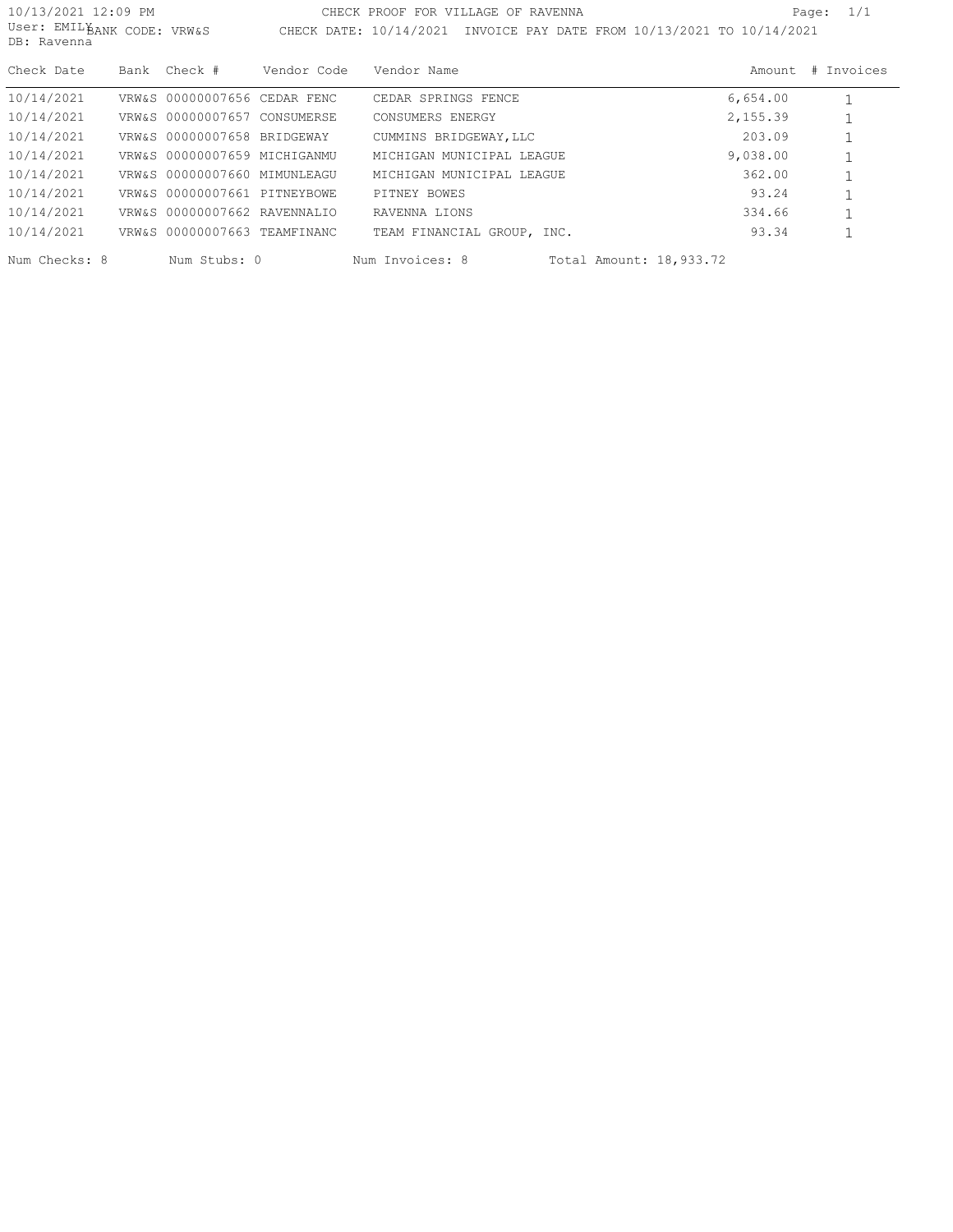10/13/2021 12:09 PM CHECK PROOF FOR VILLAGE OF RAVENNA Page: 1/1

User: EMILY BANK CODE: VRW&S CHECK DATE: 10/14/2021 INVOICE PAY DATE FROM 10/13/2021 TO 10/14/2021

DB: Ravenna

| Check Date | Bank | Check # | Vendor Code | Vendor Name | Amount | # Invoices |
|---|---|---|---|---|---|---|
| 10/14/2021 | VRW&S | 00000007656 | CEDAR FENC | CEDAR SPRINGS FENCE | 6,654.00 | 1 |
| 10/14/2021 | VRW&S | 00000007657 | CONSUMERSE | CONSUMERS ENERGY | 2,155.39 | 1 |
| 10/14/2021 | VRW&S | 00000007658 | BRIDGEWAY | CUMMINS BRIDGEWAY,LLC | 203.09 | 1 |
| 10/14/2021 | VRW&S | 00000007659 | MICHIGANMU | MICHIGAN MUNICIPAL LEAGUE | 9,038.00 | 1 |
| 10/14/2021 | VRW&S | 00000007660 | MIMUNLEAGU | MICHIGAN MUNICIPAL LEAGUE | 362.00 | 1 |
| 10/14/2021 | VRW&S | 00000007661 | PITNEYBOWE | PITNEY BOWES | 93.24 | 1 |
| 10/14/2021 | VRW&S | 00000007662 | RAVENNALIO | RAVENNA LIONS | 334.66 | 1 |
| 10/14/2021 | VRW&S | 00000007663 | TEAMFINANC | TEAM FINANCIAL GROUP, INC. | 93.34 | 1 |

Num Checks: 8 Num Stubs: 0 Num Invoices: 8 Total Amount: 18,933.72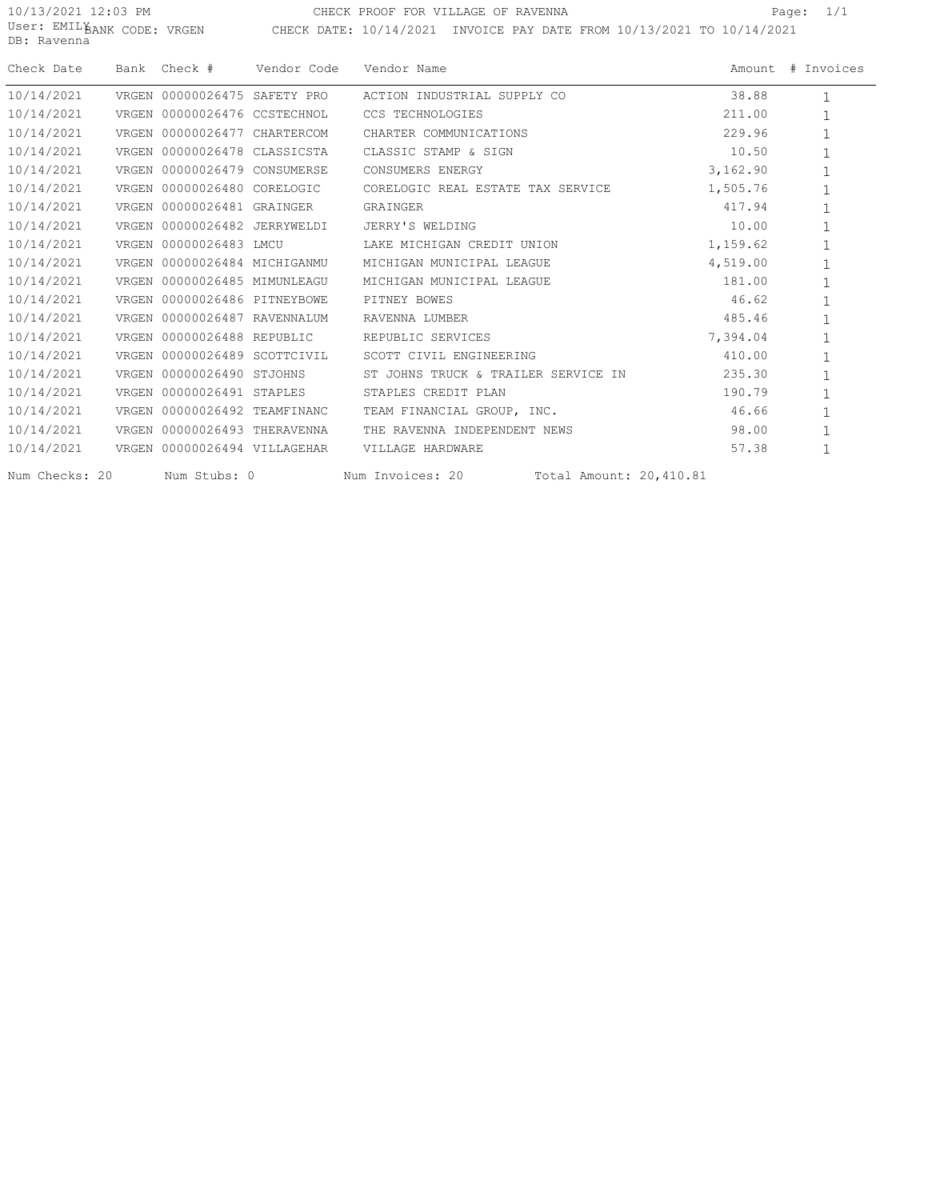10/13/2021 12:03 PM
User: EMILY
DB: Ravenna

BANK CODE: VRGEN

CHECK PROOF FOR VILLAGE OF RAVENNA

CHECK DATE: 10/14/2021 INVOICE PAY DATE FROM 10/13/2021 TO 10/14/2021

| Check Date | Bank | Check # | Vendor Code | Vendor Name | Amount | # Invoices |
|---|---|---|---|---|---|---|
| 10/14/2021 | VRGEN | 00000026475 | SAFETY PRO | ACTION INDUSTRIAL SUPPLY CO | 38.88 | 1 |
| 10/14/2021 | VRGEN | 00000026476 | CCSTECHNOL | CCS TECHNOLOGIES | 211.00 | 1 |
| 10/14/2021 | VRGEN | 00000026477 | CHARTERCOM | CHARTER COMMUNICATIONS | 229.96 | 1 |
| 10/14/2021 | VRGEN | 00000026478 | CLASSICSTA | CLASSIC STAMP & SIGN | 10.50 | 1 |
| 10/14/2021 | VRGEN | 00000026479 | CONSUMERSE | CONSUMERS ENERGY | 3,162.90 | 1 |
| 10/14/2021 | VRGEN | 00000026480 | CORELOGIC | CORELOGIC REAL ESTATE TAX SERVICE | 1,505.76 | 1 |
| 10/14/2021 | VRGEN | 00000026481 | GRAINGER | GRAINGER | 417.94 | 1 |
| 10/14/2021 | VRGEN | 00000026482 | JERRYWELDI | JERRY'S WELDING | 10.00 | 1 |
| 10/14/2021 | VRGEN | 00000026483 | LMCU | LAKE MICHIGAN CREDIT UNION | 1,159.62 | 1 |
| 10/14/2021 | VRGEN | 00000026484 | MICHIGANMU | MICHIGAN MUNICIPAL LEAGUE | 4,519.00 | 1 |
| 10/14/2021 | VRGEN | 00000026485 | MIMUNLEAGU | MICHIGAN MUNICIPAL LEAGUE | 181.00 | 1 |
| 10/14/2021 | VRGEN | 00000026486 | PITNEYBOWE | PITNEY BOWES | 46.62 | 1 |
| 10/14/2021 | VRGEN | 00000026487 | RAVENNALUM | RAVENNA LUMBER | 485.46 | 1 |
| 10/14/2021 | VRGEN | 00000026488 | REPUBLIC | REPUBLIC SERVICES | 7,394.04 | 1 |
| 10/14/2021 | VRGEN | 00000026489 | SCOTTCIVIL | SCOTT CIVIL ENGINEERING | 410.00 | 1 |
| 10/14/2021 | VRGEN | 00000026490 | STJOHNS | ST JOHNS TRUCK & TRAILER SERVICE IN | 235.30 | 1 |
| 10/14/2021 | VRGEN | 00000026491 | STAPLES | STAPLES CREDIT PLAN | 190.79 | 1 |
| 10/14/2021 | VRGEN | 00000026492 | TEAMFINANC | TEAM FINANCIAL GROUP, INC. | 46.66 | 1 |
| 10/14/2021 | VRGEN | 00000026493 | THERAVENNA | THE RAVENNA INDEPENDENT NEWS | 98.00 | 1 |
| 10/14/2021 | VRGEN | 00000026494 | VILLAGEHAR | VILLAGE HARDWARE | 57.38 | 1 |

Num Checks: 20 Num Stubs: 0 Num Invoices: 20 Total Amount: 20,410.81